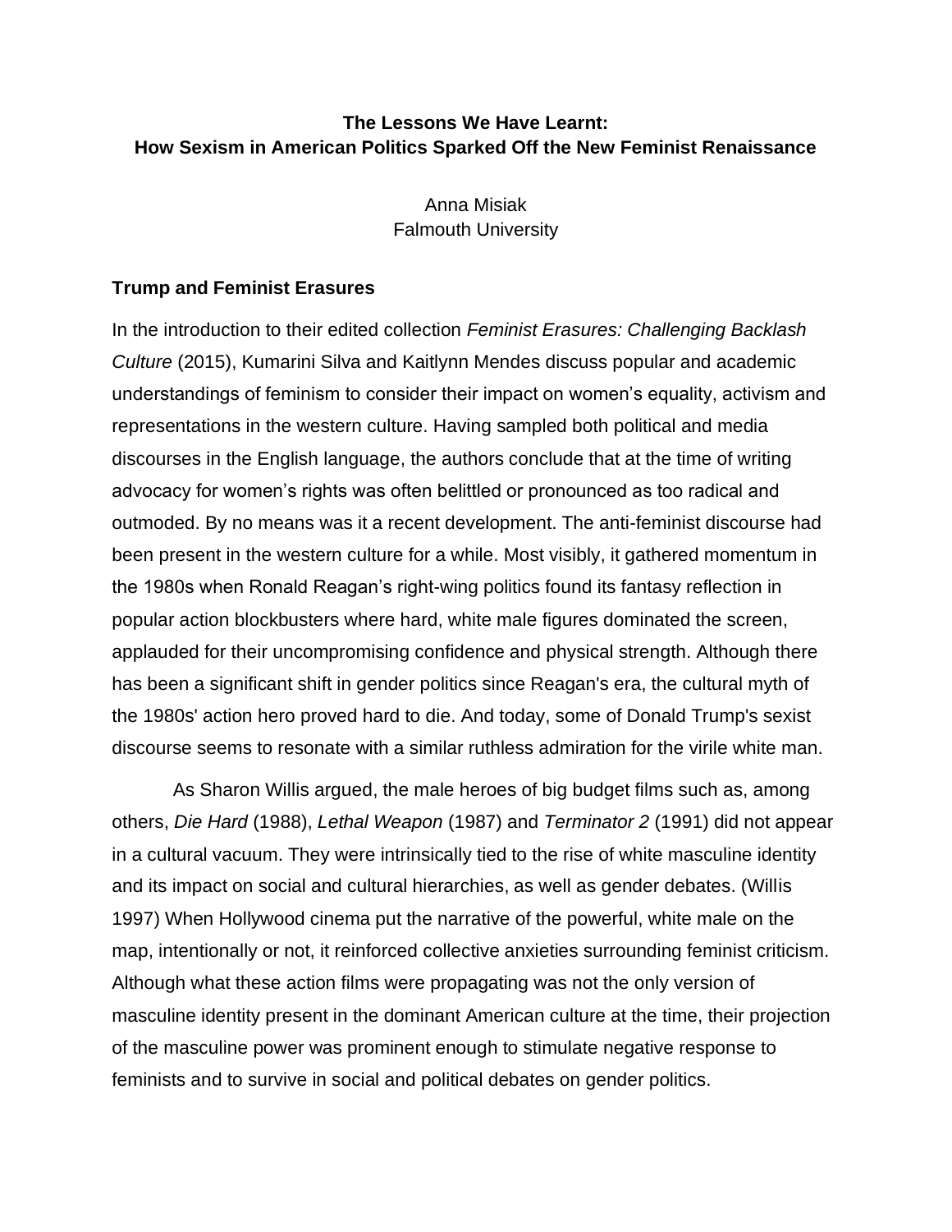# The Lessons We Have Learnt: How Sexism in American Politics Sparked Off the New Feminist Renaissance

Anna Misiak
Falmouth University

## Trump and Feminist Erasures

In the introduction to their edited collection *Feminist Erasures: Challenging Backlash Culture* (2015), Kumarini Silva and Kaitlynn Mendes discuss popular and academic understandings of feminism to consider their impact on women's equality, activism and representations in the western culture. Having sampled both political and media discourses in the English language, the authors conclude that at the time of writing advocacy for women's rights was often belittled or pronounced as too radical and outmoded. By no means was it a recent development. The anti-feminist discourse had been present in the western culture for a while. Most visibly, it gathered momentum in the 1980s when Ronald Reagan's right-wing politics found its fantasy reflection in popular action blockbusters where hard, white male figures dominated the screen, applauded for their uncompromising confidence and physical strength. Although there has been a significant shift in gender politics since Reagan's era, the cultural myth of the 1980s' action hero proved hard to die. And today, some of Donald Trump's sexist discourse seems to resonate with a similar ruthless admiration for the virile white man.

As Sharon Willis argued, the male heroes of big budget films such as, among others, *Die Hard* (1988), *Lethal Weapon* (1987) and *Terminator 2* (1991) did not appear in a cultural vacuum. They were intrinsically tied to the rise of white masculine identity and its impact on social and cultural hierarchies, as well as gender debates. (Willis 1997) When Hollywood cinema put the narrative of the powerful, white male on the map, intentionally or not, it reinforced collective anxieties surrounding feminist criticism. Although what these action films were propagating was not the only version of masculine identity present in the dominant American culture at the time, their projection of the masculine power was prominent enough to stimulate negative response to feminists and to survive in social and political debates on gender politics.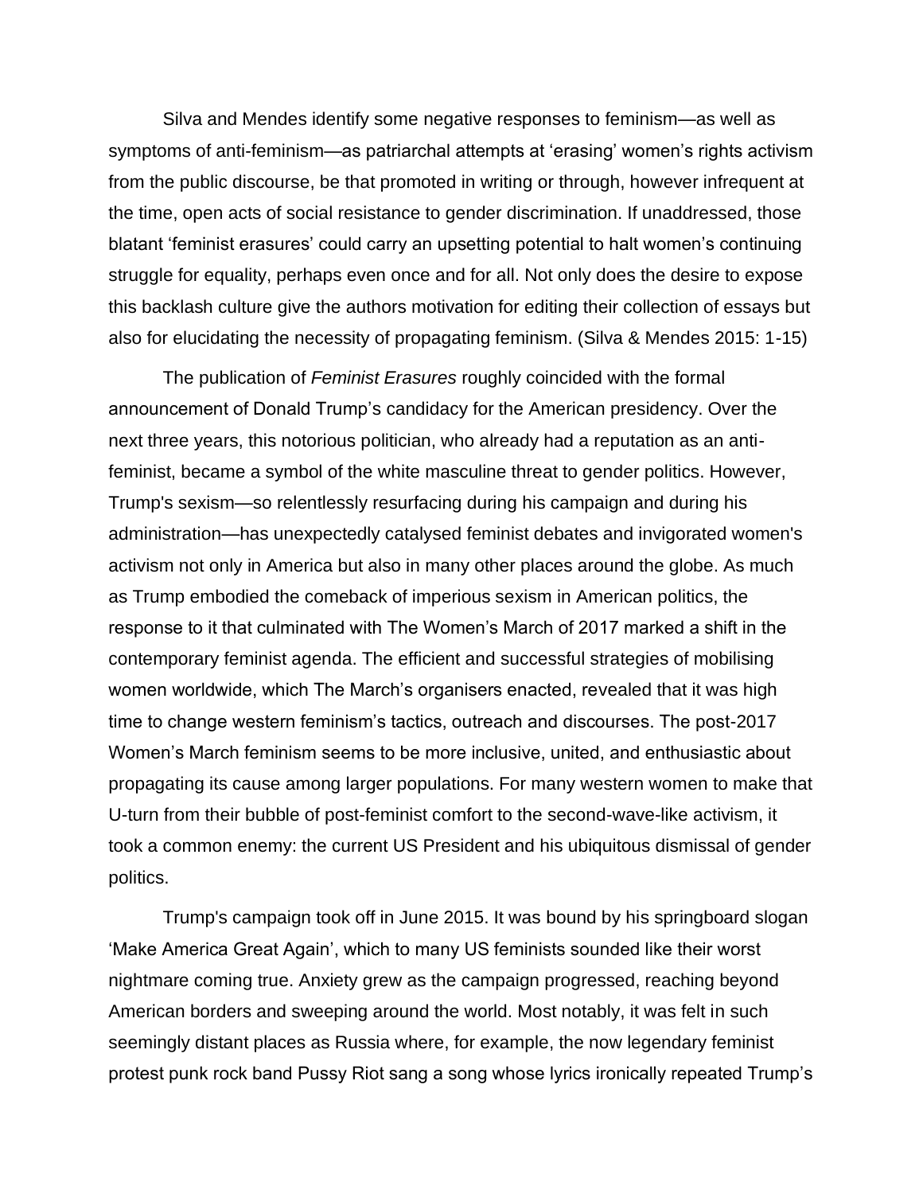Silva and Mendes identify some negative responses to feminism—as well as symptoms of anti-feminism—as patriarchal attempts at 'erasing' women's rights activism from the public discourse, be that promoted in writing or through, however infrequent at the time, open acts of social resistance to gender discrimination. If unaddressed, those blatant 'feminist erasures' could carry an upsetting potential to halt women's continuing struggle for equality, perhaps even once and for all. Not only does the desire to expose this backlash culture give the authors motivation for editing their collection of essays but also for elucidating the necessity of propagating feminism. (Silva & Mendes 2015: 1-15)

The publication of *Feminist Erasures* roughly coincided with the formal announcement of Donald Trump's candidacy for the American presidency. Over the next three years, this notorious politician, who already had a reputation as an anti-feminist, became a symbol of the white masculine threat to gender politics. However, Trump's sexism—so relentlessly resurfacing during his campaign and during his administration—has unexpectedly catalysed feminist debates and invigorated women's activism not only in America but also in many other places around the globe. As much as Trump embodied the comeback of imperious sexism in American politics, the response to it that culminated with The Women's March of 2017 marked a shift in the contemporary feminist agenda. The efficient and successful strategies of mobilising women worldwide, which The March's organisers enacted, revealed that it was high time to change western feminism's tactics, outreach and discourses. The post-2017 Women's March feminism seems to be more inclusive, united, and enthusiastic about propagating its cause among larger populations. For many western women to make that U-turn from their bubble of post-feminist comfort to the second-wave-like activism, it took a common enemy: the current US President and his ubiquitous dismissal of gender politics.

Trump's campaign took off in June 2015. It was bound by his springboard slogan 'Make America Great Again', which to many US feminists sounded like their worst nightmare coming true. Anxiety grew as the campaign progressed, reaching beyond American borders and sweeping around the world. Most notably, it was felt in such seemingly distant places as Russia where, for example, the now legendary feminist protest punk rock band Pussy Riot sang a song whose lyrics ironically repeated Trump's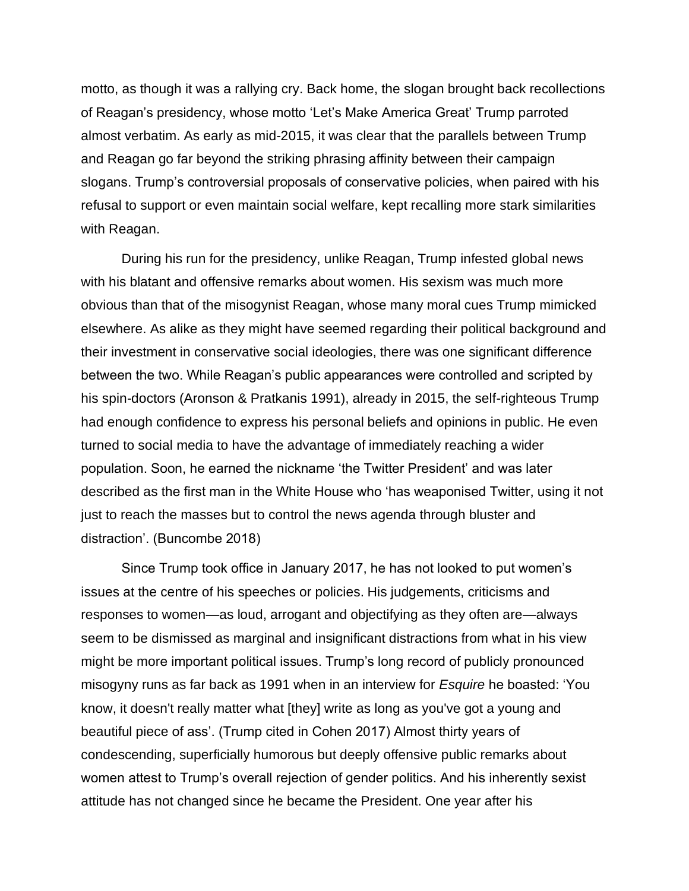motto, as though it was a rallying cry. Back home, the slogan brought back recollections of Reagan's presidency, whose motto 'Let's Make America Great' Trump parroted almost verbatim. As early as mid-2015, it was clear that the parallels between Trump and Reagan go far beyond the striking phrasing affinity between their campaign slogans. Trump's controversial proposals of conservative policies, when paired with his refusal to support or even maintain social welfare, kept recalling more stark similarities with Reagan.

During his run for the presidency, unlike Reagan, Trump infested global news with his blatant and offensive remarks about women. His sexism was much more obvious than that of the misogynist Reagan, whose many moral cues Trump mimicked elsewhere. As alike as they might have seemed regarding their political background and their investment in conservative social ideologies, there was one significant difference between the two. While Reagan's public appearances were controlled and scripted by his spin-doctors (Aronson & Pratkanis 1991), already in 2015, the self-righteous Trump had enough confidence to express his personal beliefs and opinions in public. He even turned to social media to have the advantage of immediately reaching a wider population. Soon, he earned the nickname 'the Twitter President' and was later described as the first man in the White House who 'has weaponised Twitter, using it not just to reach the masses but to control the news agenda through bluster and distraction'. (Buncombe 2018)

Since Trump took office in January 2017, he has not looked to put women's issues at the centre of his speeches or policies. His judgements, criticisms and responses to women—as loud, arrogant and objectifying as they often are—always seem to be dismissed as marginal and insignificant distractions from what in his view might be more important political issues. Trump's long record of publicly pronounced misogyny runs as far back as 1991 when in an interview for *Esquire* he boasted: 'You know, it doesn't really matter what [they] write as long as you've got a young and beautiful piece of ass'. (Trump cited in Cohen 2017) Almost thirty years of condescending, superficially humorous but deeply offensive public remarks about women attest to Trump's overall rejection of gender politics. And his inherently sexist attitude has not changed since he became the President. One year after his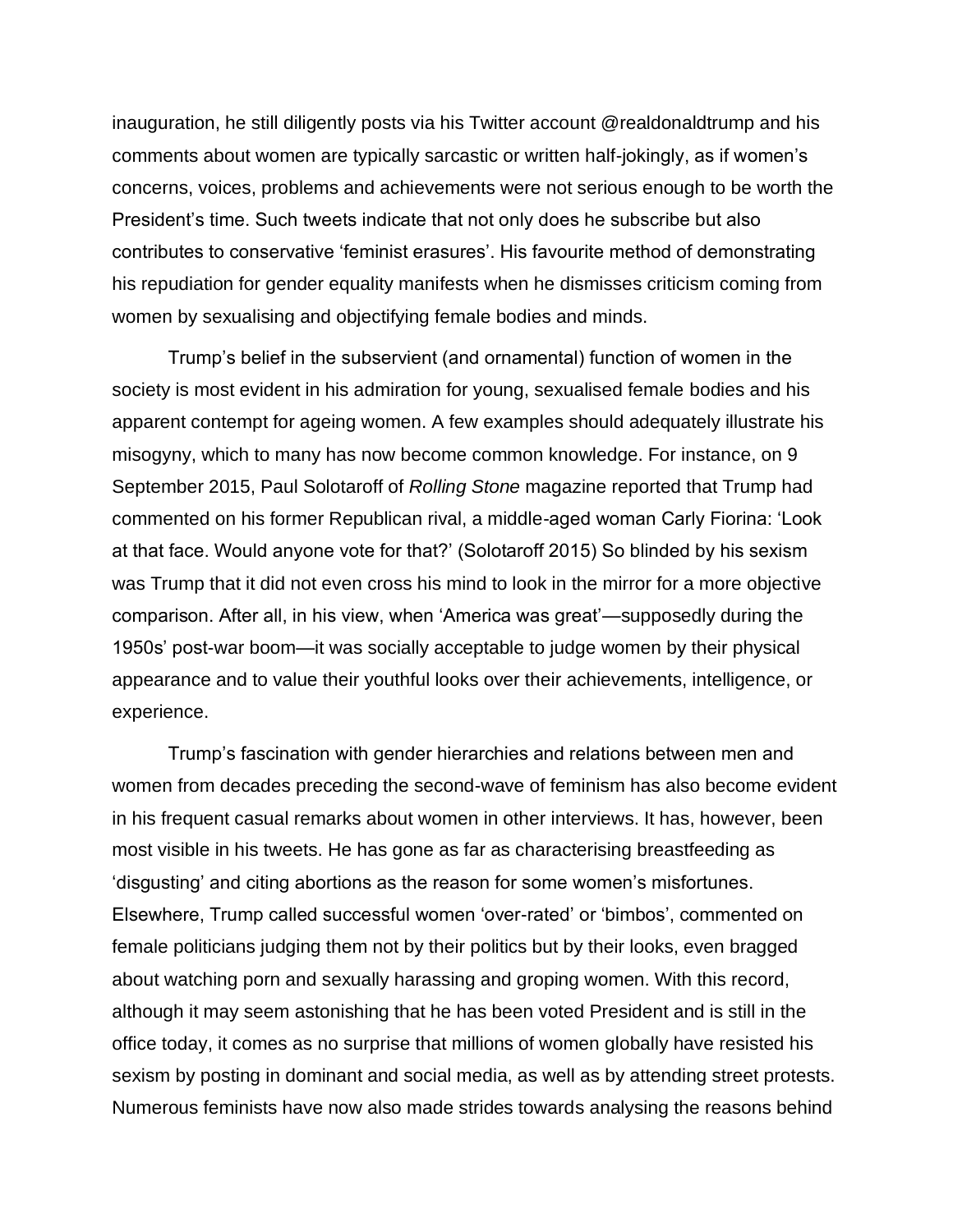inauguration, he still diligently posts via his Twitter account @realdonaldtrump and his comments about women are typically sarcastic or written half-jokingly, as if women's concerns, voices, problems and achievements were not serious enough to be worth the President's time. Such tweets indicate that not only does he subscribe but also contributes to conservative 'feminist erasures'. His favourite method of demonstrating his repudiation for gender equality manifests when he dismisses criticism coming from women by sexualising and objectifying female bodies and minds.

Trump's belief in the subservient (and ornamental) function of women in the society is most evident in his admiration for young, sexualised female bodies and his apparent contempt for ageing women. A few examples should adequately illustrate his misogyny, which to many has now become common knowledge. For instance, on 9 September 2015, Paul Solotaroff of *Rolling Stone* magazine reported that Trump had commented on his former Republican rival, a middle-aged woman Carly Fiorina: 'Look at that face. Would anyone vote for that?' (Solotaroff 2015) So blinded by his sexism was Trump that it did not even cross his mind to look in the mirror for a more objective comparison. After all, in his view, when 'America was great'—supposedly during the 1950s' post-war boom—it was socially acceptable to judge women by their physical appearance and to value their youthful looks over their achievements, intelligence, or experience.

Trump's fascination with gender hierarchies and relations between men and women from decades preceding the second-wave of feminism has also become evident in his frequent casual remarks about women in other interviews. It has, however, been most visible in his tweets. He has gone as far as characterising breastfeeding as 'disgusting' and citing abortions as the reason for some women's misfortunes. Elsewhere, Trump called successful women 'over-rated' or 'bimbos', commented on female politicians judging them not by their politics but by their looks, even bragged about watching porn and sexually harassing and groping women. With this record, although it may seem astonishing that he has been voted President and is still in the office today, it comes as no surprise that millions of women globally have resisted his sexism by posting in dominant and social media, as well as by attending street protests. Numerous feminists have now also made strides towards analysing the reasons behind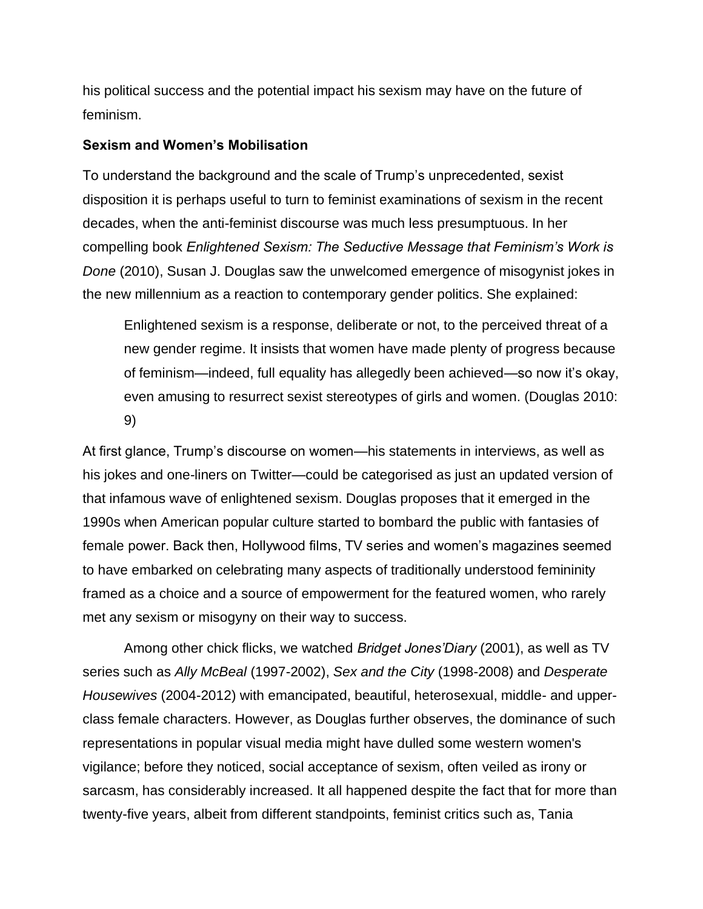his political success and the potential impact his sexism may have on the future of feminism.

**Sexism and Women's Mobilisation**

To understand the background and the scale of Trump's unprecedented, sexist disposition it is perhaps useful to turn to feminist examinations of sexism in the recent decades, when the anti-feminist discourse was much less presumptuous. In her compelling book *Enlightened Sexism: The Seductive Message that Feminism's Work is Done* (2010), Susan J. Douglas saw the unwelcomed emergence of misogynist jokes in the new millennium as a reaction to contemporary gender politics. She explained:

> Enlightened sexism is a response, deliberate or not, to the perceived threat of a new gender regime. It insists that women have made plenty of progress because of feminism—indeed, full equality has allegedly been achieved—so now it's okay, even amusing to resurrect sexist stereotypes of girls and women. (Douglas 2010: 9)

At first glance, Trump's discourse on women—his statements in interviews, as well as his jokes and one-liners on Twitter—could be categorised as just an updated version of that infamous wave of enlightened sexism. Douglas proposes that it emerged in the 1990s when American popular culture started to bombard the public with fantasies of female power. Back then, Hollywood films, TV series and women's magazines seemed to have embarked on celebrating many aspects of traditionally understood femininity framed as a choice and a source of empowerment for the featured women, who rarely met any sexism or misogyny on their way to success.

Among other chick flicks, we watched *Bridget Jones'Diary* (2001), as well as TV series such as *Ally McBeal* (1997-2002), *Sex and the City* (1998-2008) and *Desperate Housewives* (2004-2012) with emancipated, beautiful, heterosexual, middle- and upper-class female characters. However, as Douglas further observes, the dominance of such representations in popular visual media might have dulled some western women's vigilance; before they noticed, social acceptance of sexism, often veiled as irony or sarcasm, has considerably increased. It all happened despite the fact that for more than twenty-five years, albeit from different standpoints, feminist critics such as, Tania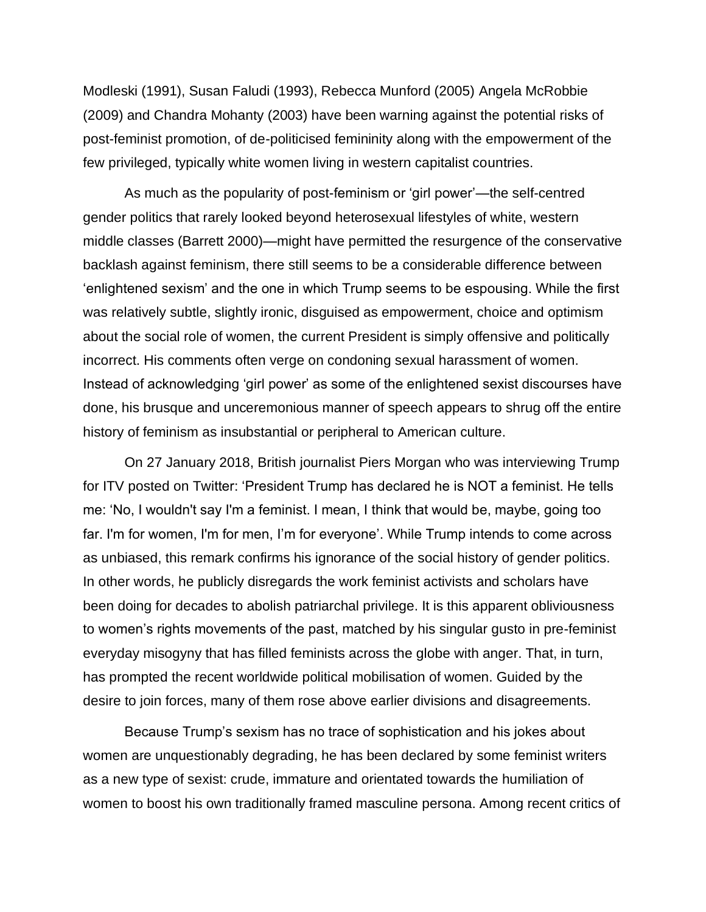Modleski (1991), Susan Faludi (1993), Rebecca Munford (2005) Angela McRobbie (2009) and Chandra Mohanty (2003) have been warning against the potential risks of post-feminist promotion, of de-politicised femininity along with the empowerment of the few privileged, typically white women living in western capitalist countries.

As much as the popularity of post-feminism or 'girl power'—the self-centred gender politics that rarely looked beyond heterosexual lifestyles of white, western middle classes (Barrett 2000)—might have permitted the resurgence of the conservative backlash against feminism, there still seems to be a considerable difference between 'enlightened sexism' and the one in which Trump seems to be espousing. While the first was relatively subtle, slightly ironic, disguised as empowerment, choice and optimism about the social role of women, the current President is simply offensive and politically incorrect. His comments often verge on condoning sexual harassment of women. Instead of acknowledging 'girl power' as some of the enlightened sexist discourses have done, his brusque and unceremonious manner of speech appears to shrug off the entire history of feminism as insubstantial or peripheral to American culture.

On 27 January 2018, British journalist Piers Morgan who was interviewing Trump for ITV posted on Twitter: 'President Trump has declared he is NOT a feminist. He tells me: 'No, I wouldn't say I'm a feminist. I mean, I think that would be, maybe, going too far. I'm for women, I'm for men, I'm for everyone'. While Trump intends to come across as unbiased, this remark confirms his ignorance of the social history of gender politics. In other words, he publicly disregards the work feminist activists and scholars have been doing for decades to abolish patriarchal privilege. It is this apparent obliviousness to women's rights movements of the past, matched by his singular gusto in pre-feminist everyday misogyny that has filled feminists across the globe with anger. That, in turn, has prompted the recent worldwide political mobilisation of women. Guided by the desire to join forces, many of them rose above earlier divisions and disagreements.

Because Trump's sexism has no trace of sophistication and his jokes about women are unquestionably degrading, he has been declared by some feminist writers as a new type of sexist: crude, immature and orientated towards the humiliation of women to boost his own traditionally framed masculine persona. Among recent critics of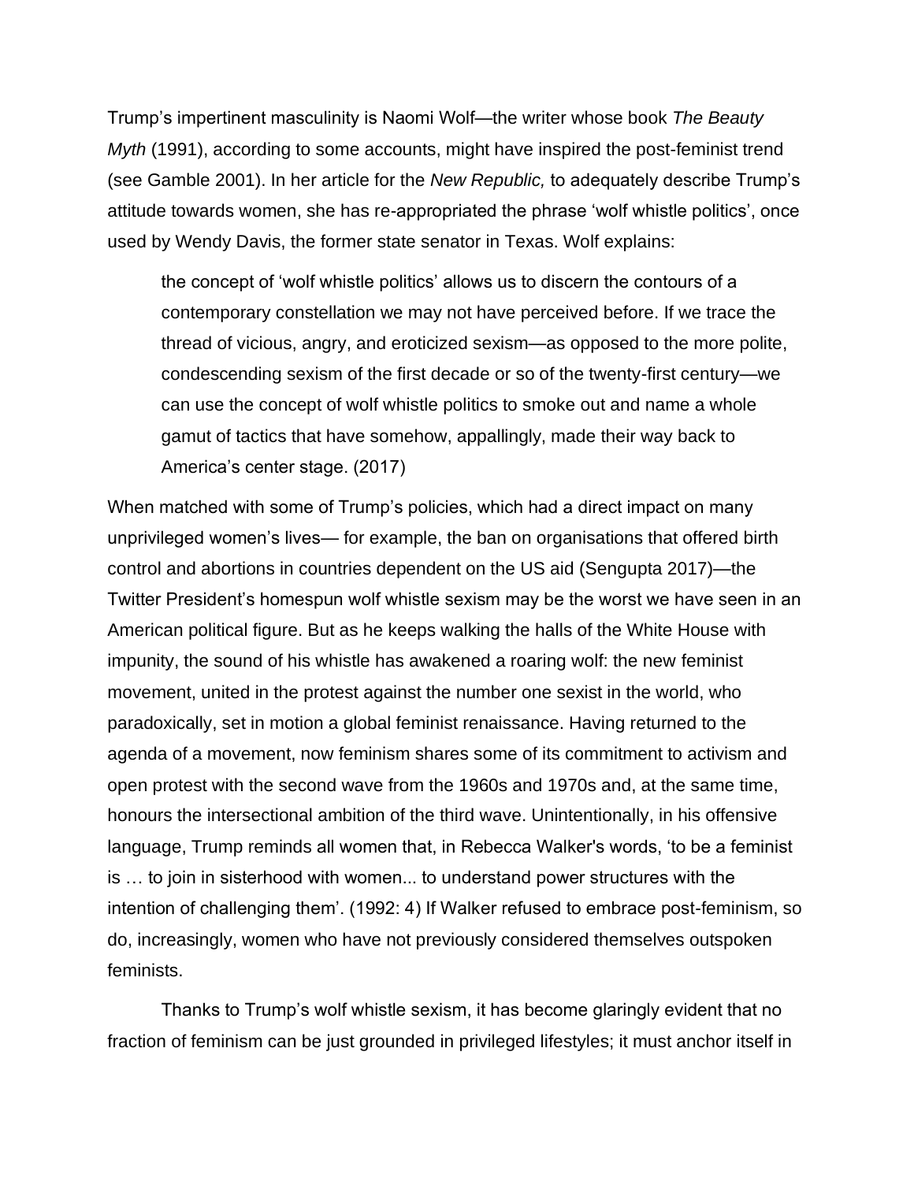Trump's impertinent masculinity is Naomi Wolf—the writer whose book *The Beauty Myth* (1991), according to some accounts, might have inspired the post-feminist trend (see Gamble 2001). In her article for the *New Republic,* to adequately describe Trump's attitude towards women, she has re-appropriated the phrase 'wolf whistle politics', once used by Wendy Davis, the former state senator in Texas. Wolf explains:

> the concept of 'wolf whistle politics' allows us to discern the contours of a contemporary constellation we may not have perceived before. If we trace the thread of vicious, angry, and eroticized sexism—as opposed to the more polite, condescending sexism of the first decade or so of the twenty-first century—we can use the concept of wolf whistle politics to smoke out and name a whole gamut of tactics that have somehow, appallingly, made their way back to America's center stage. (2017)

When matched with some of Trump's policies, which had a direct impact on many unprivileged women's lives— for example, the ban on organisations that offered birth control and abortions in countries dependent on the US aid (Sengupta 2017)—the Twitter President's homespun wolf whistle sexism may be the worst we have seen in an American political figure. But as he keeps walking the halls of the White House with impunity, the sound of his whistle has awakened a roaring wolf: the new feminist movement, united in the protest against the number one sexist in the world, who paradoxically, set in motion a global feminist renaissance. Having returned to the agenda of a movement, now feminism shares some of its commitment to activism and open protest with the second wave from the 1960s and 1970s and, at the same time, honours the intersectional ambition of the third wave. Unintentionally, in his offensive language, Trump reminds all women that, in Rebecca Walker's words, 'to be a feminist is … to join in sisterhood with women... to understand power structures with the intention of challenging them'. (1992: 4) If Walker refused to embrace post-feminism, so do, increasingly, women who have not previously considered themselves outspoken feminists.

Thanks to Trump's wolf whistle sexism, it has become glaringly evident that no fraction of feminism can be just grounded in privileged lifestyles; it must anchor itself in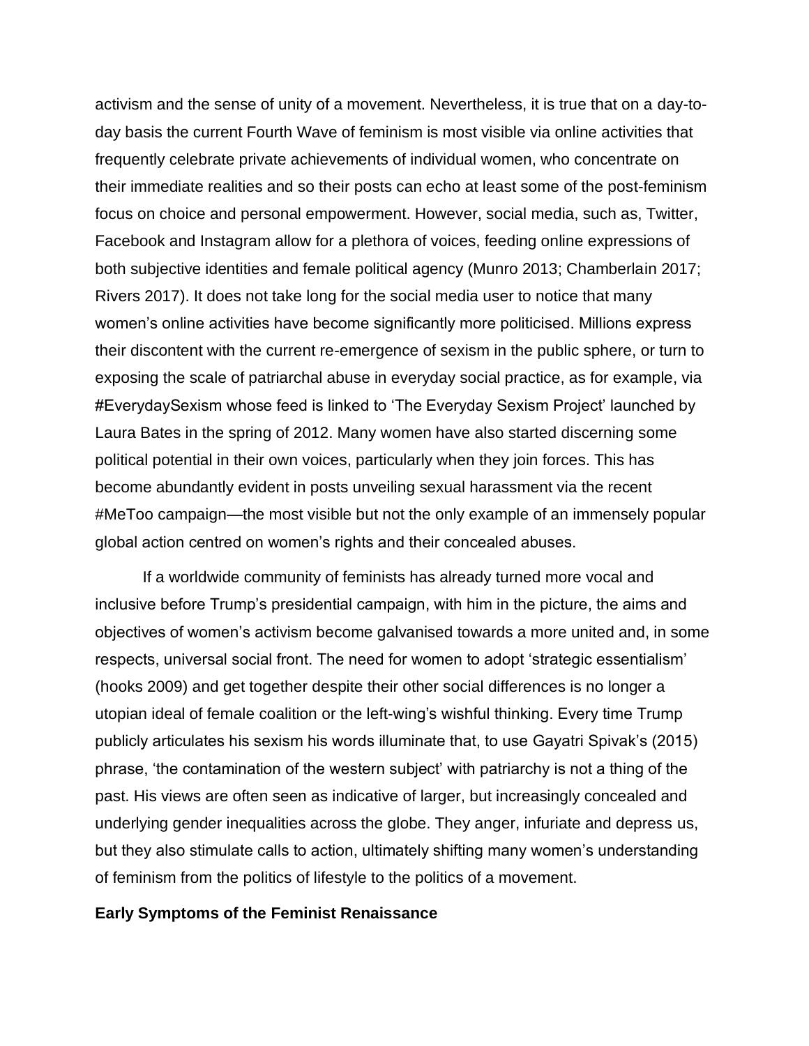activism and the sense of unity of a movement. Nevertheless, it is true that on a day-to-day basis the current Fourth Wave of feminism is most visible via online activities that frequently celebrate private achievements of individual women, who concentrate on their immediate realities and so their posts can echo at least some of the post-feminism focus on choice and personal empowerment. However, social media, such as, Twitter, Facebook and Instagram allow for a plethora of voices, feeding online expressions of both subjective identities and female political agency (Munro 2013; Chamberlain 2017; Rivers 2017). It does not take long for the social media user to notice that many women's online activities have become significantly more politicised. Millions express their discontent with the current re-emergence of sexism in the public sphere, or turn to exposing the scale of patriarchal abuse in everyday social practice, as for example, via #EverydaySexism whose feed is linked to 'The Everyday Sexism Project' launched by Laura Bates in the spring of 2012. Many women have also started discerning some political potential in their own voices, particularly when they join forces. This has become abundantly evident in posts unveiling sexual harassment via the recent #MeToo campaign—the most visible but not the only example of an immensely popular global action centred on women's rights and their concealed abuses.

If a worldwide community of feminists has already turned more vocal and inclusive before Trump's presidential campaign, with him in the picture, the aims and objectives of women's activism become galvanised towards a more united and, in some respects, universal social front. The need for women to adopt 'strategic essentialism' (hooks 2009) and get together despite their other social differences is no longer a utopian ideal of female coalition or the left-wing's wishful thinking. Every time Trump publicly articulates his sexism his words illuminate that, to use Gayatri Spivak's (2015) phrase, 'the contamination of the western subject' with patriarchy is not a thing of the past. His views are often seen as indicative of larger, but increasingly concealed and underlying gender inequalities across the globe. They anger, infuriate and depress us, but they also stimulate calls to action, ultimately shifting many women's understanding of feminism from the politics of lifestyle to the politics of a movement.

**Early Symptoms of the Feminist Renaissance**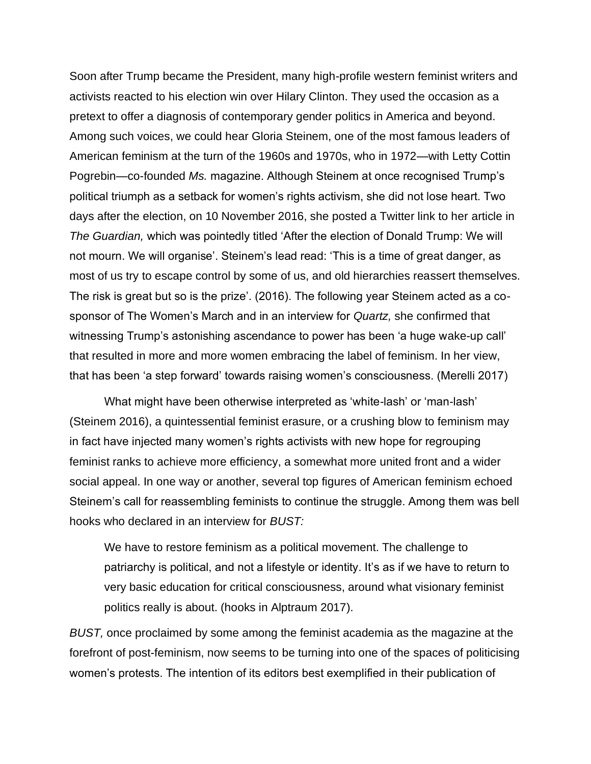Soon after Trump became the President, many high-profile western feminist writers and activists reacted to his election win over Hilary Clinton. They used the occasion as a pretext to offer a diagnosis of contemporary gender politics in America and beyond. Among such voices, we could hear Gloria Steinem, one of the most famous leaders of American feminism at the turn of the 1960s and 1970s, who in 1972—with Letty Cottin Pogrebin—co-founded *Ms.* magazine. Although Steinem at once recognised Trump's political triumph as a setback for women's rights activism, she did not lose heart. Two days after the election, on 10 November 2016, she posted a Twitter link to her article in *The Guardian,* which was pointedly titled 'After the election of Donald Trump: We will not mourn. We will organise'. Steinem's lead read: 'This is a time of great danger, as most of us try to escape control by some of us, and old hierarchies reassert themselves. The risk is great but so is the prize'. (2016). The following year Steinem acted as a co-sponsor of The Women's March and in an interview for *Quartz,* she confirmed that witnessing Trump's astonishing ascendance to power has been 'a huge wake-up call' that resulted in more and more women embracing the label of feminism. In her view, that has been 'a step forward' towards raising women's consciousness. (Merelli 2017)

What might have been otherwise interpreted as 'white-lash' or 'man-lash' (Steinem 2016), a quintessential feminist erasure, or a crushing blow to feminism may in fact have injected many women's rights activists with new hope for regrouping feminist ranks to achieve more efficiency, a somewhat more united front and a wider social appeal. In one way or another, several top figures of American feminism echoed Steinem's call for reassembling feminists to continue the struggle. Among them was bell hooks who declared in an interview for *BUST:*

> We have to restore feminism as a political movement. The challenge to patriarchy is political, and not a lifestyle or identity. It's as if we have to return to very basic education for critical consciousness, around what visionary feminist politics really is about. (hooks in Alptraum 2017).

*BUST,* once proclaimed by some among the feminist academia as the magazine at the forefront of post-feminism, now seems to be turning into one of the spaces of politicising women's protests. The intention of its editors best exemplified in their publication of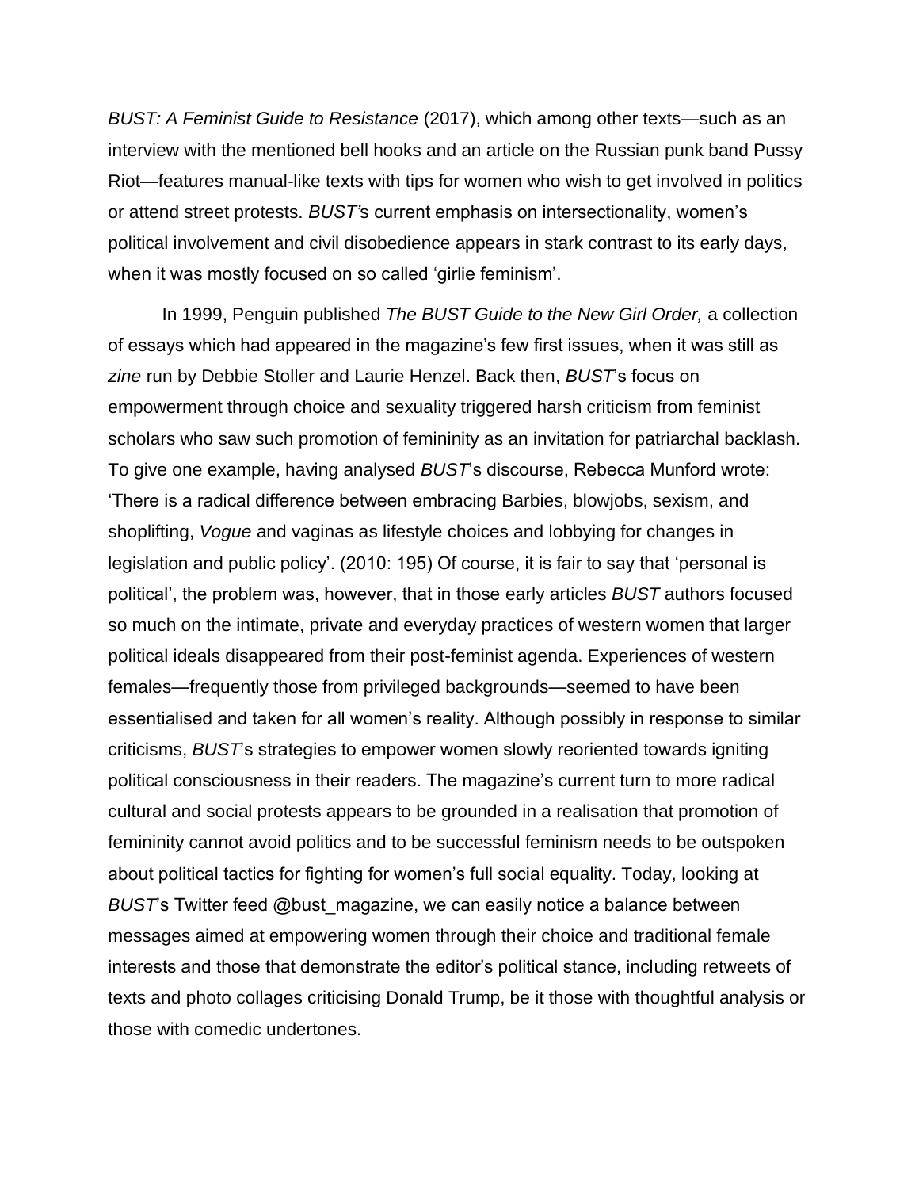*BUST: A Feminist Guide to Resistance* (2017), which among other texts—such as an interview with the mentioned bell hooks and an article on the Russian punk band Pussy Riot—features manual-like texts with tips for women who wish to get involved in politics or attend street protests. *BUST'*s current emphasis on intersectionality, women's political involvement and civil disobedience appears in stark contrast to its early days, when it was mostly focused on so called 'girlie feminism'.

In 1999, Penguin published *The BUST Guide to the New Girl Order,* a collection of essays which had appeared in the magazine's few first issues, when it was still as *zine* run by Debbie Stoller and Laurie Henzel. Back then, *BUST*'s focus on empowerment through choice and sexuality triggered harsh criticism from feminist scholars who saw such promotion of femininity as an invitation for patriarchal backlash. To give one example, having analysed *BUST*'s discourse, Rebecca Munford wrote: 'There is a radical difference between embracing Barbies, blowjobs, sexism, and shoplifting, *Vogue* and vaginas as lifestyle choices and lobbying for changes in legislation and public policy'. (2010: 195) Of course, it is fair to say that 'personal is political', the problem was, however, that in those early articles *BUST* authors focused so much on the intimate, private and everyday practices of western women that larger political ideals disappeared from their post-feminist agenda. Experiences of western females—frequently those from privileged backgrounds—seemed to have been essentialised and taken for all women's reality. Although possibly in response to similar criticisms, *BUST*'s strategies to empower women slowly reoriented towards igniting political consciousness in their readers. The magazine's current turn to more radical cultural and social protests appears to be grounded in a realisation that promotion of femininity cannot avoid politics and to be successful feminism needs to be outspoken about political tactics for fighting for women's full social equality. Today, looking at *BUST*'s Twitter feed @bust_magazine, we can easily notice a balance between messages aimed at empowering women through their choice and traditional female interests and those that demonstrate the editor's political stance, including retweets of texts and photo collages criticising Donald Trump, be it those with thoughtful analysis or those with comedic undertones.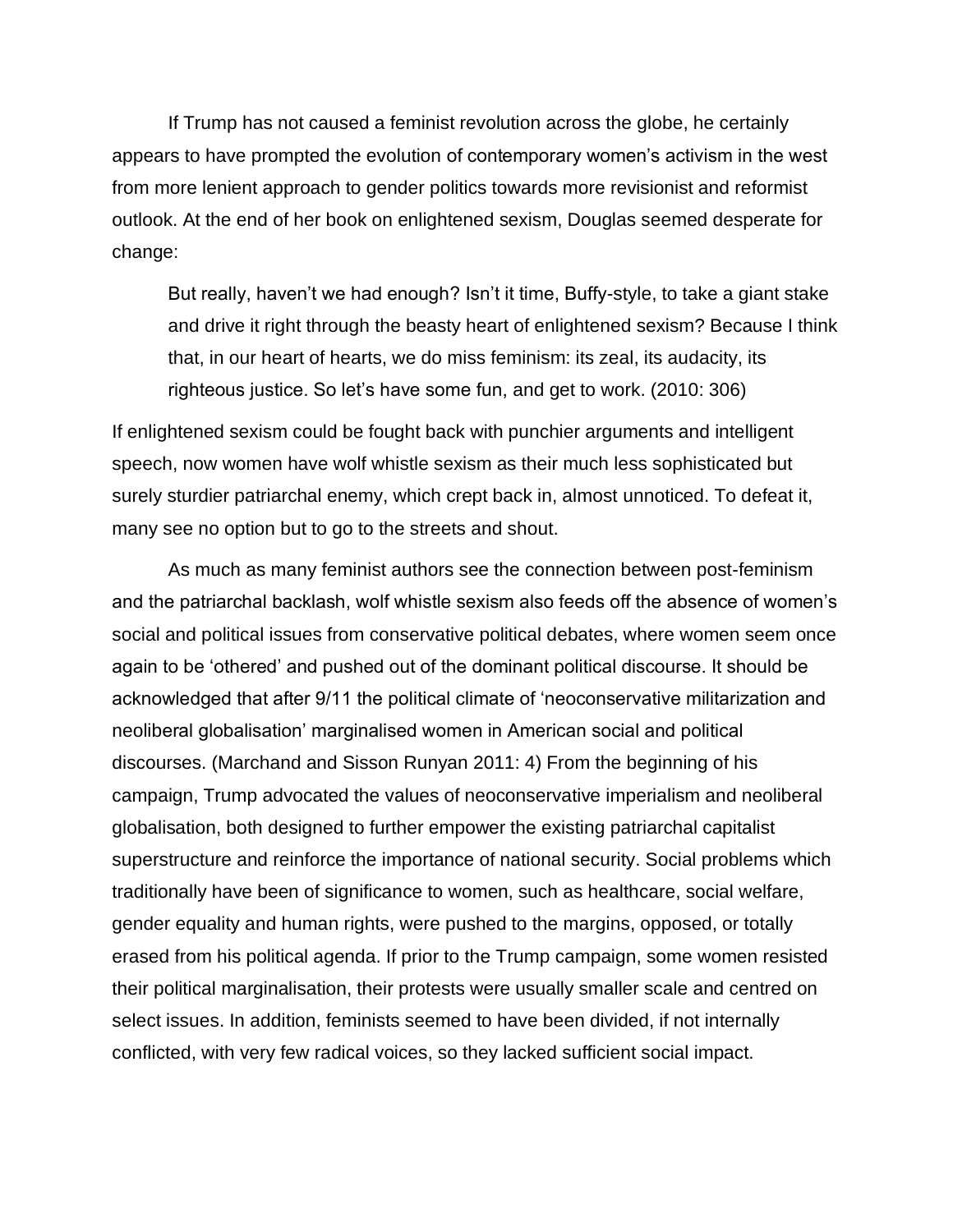If Trump has not caused a feminist revolution across the globe, he certainly appears to have prompted the evolution of contemporary women's activism in the west from more lenient approach to gender politics towards more revisionist and reformist outlook. At the end of her book on enlightened sexism, Douglas seemed desperate for change:

> But really, haven't we had enough? Isn't it time, Buffy-style, to take a giant stake and drive it right through the beasty heart of enlightened sexism? Because I think that, in our heart of hearts, we do miss feminism: its zeal, its audacity, its righteous justice. So let's have some fun, and get to work. (2010: 306)

If enlightened sexism could be fought back with punchier arguments and intelligent speech, now women have wolf whistle sexism as their much less sophisticated but surely sturdier patriarchal enemy, which crept back in, almost unnoticed. To defeat it, many see no option but to go to the streets and shout.

As much as many feminist authors see the connection between post-feminism and the patriarchal backlash, wolf whistle sexism also feeds off the absence of women's social and political issues from conservative political debates, where women seem once again to be 'othered' and pushed out of the dominant political discourse. It should be acknowledged that after 9/11 the political climate of 'neoconservative militarization and neoliberal globalisation' marginalised women in American social and political discourses. (Marchand and Sisson Runyan 2011: 4) From the beginning of his campaign, Trump advocated the values of neoconservative imperialism and neoliberal globalisation, both designed to further empower the existing patriarchal capitalist superstructure and reinforce the importance of national security. Social problems which traditionally have been of significance to women, such as healthcare, social welfare, gender equality and human rights, were pushed to the margins, opposed, or totally erased from his political agenda. If prior to the Trump campaign, some women resisted their political marginalisation, their protests were usually smaller scale and centred on select issues. In addition, feminists seemed to have been divided, if not internally conflicted, with very few radical voices, so they lacked sufficient social impact.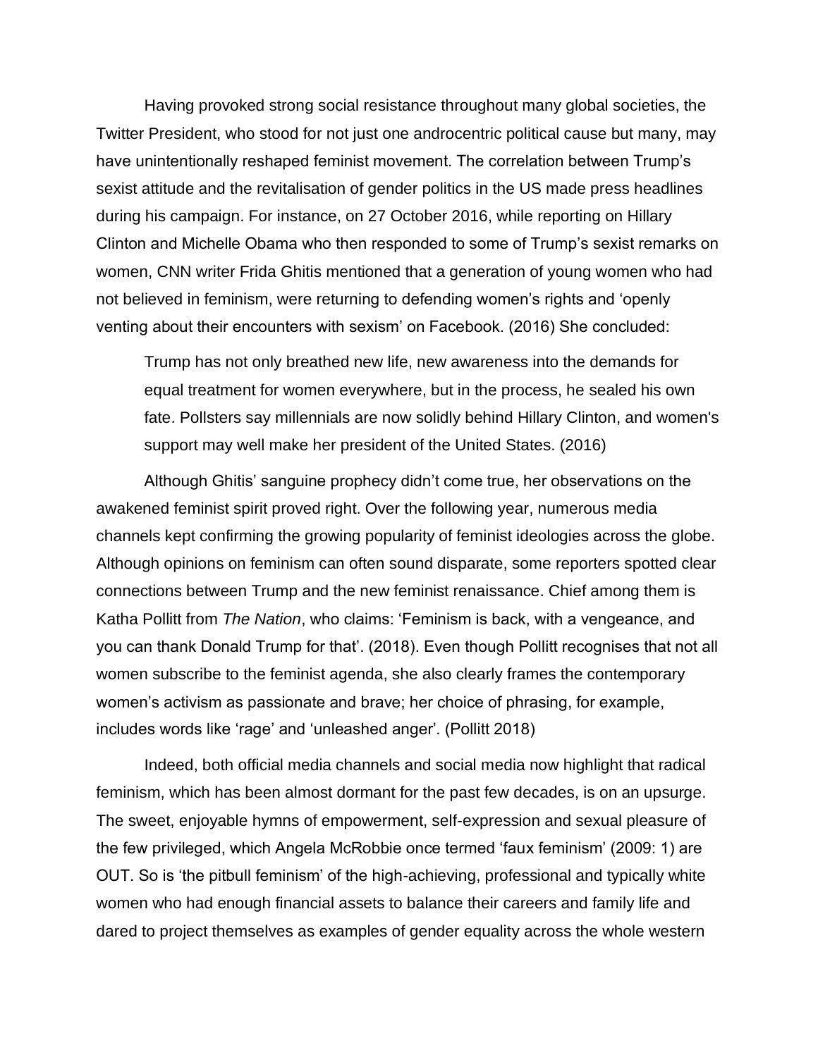Having provoked strong social resistance throughout many global societies, the Twitter President, who stood for not just one androcentric political cause but many, may have unintentionally reshaped feminist movement. The correlation between Trump's sexist attitude and the revitalisation of gender politics in the US made press headlines during his campaign. For instance, on 27 October 2016, while reporting on Hillary Clinton and Michelle Obama who then responded to some of Trump's sexist remarks on women, CNN writer Frida Ghitis mentioned that a generation of young women who had not believed in feminism, were returning to defending women's rights and 'openly venting about their encounters with sexism' on Facebook. (2016) She concluded:

> Trump has not only breathed new life, new awareness into the demands for equal treatment for women everywhere, but in the process, he sealed his own fate. Pollsters say millennials are now solidly behind Hillary Clinton, and women's support may well make her president of the United States. (2016)

Although Ghitis' sanguine prophecy didn't come true, her observations on the awakened feminist spirit proved right. Over the following year, numerous media channels kept confirming the growing popularity of feminist ideologies across the globe. Although opinions on feminism can often sound disparate, some reporters spotted clear connections between Trump and the new feminist renaissance. Chief among them is Katha Pollitt from *The Nation*, who claims: 'Feminism is back, with a vengeance, and you can thank Donald Trump for that'. (2018). Even though Pollitt recognises that not all women subscribe to the feminist agenda, she also clearly frames the contemporary women's activism as passionate and brave; her choice of phrasing, for example, includes words like 'rage' and 'unleashed anger'. (Pollitt 2018)

Indeed, both official media channels and social media now highlight that radical feminism, which has been almost dormant for the past few decades, is on an upsurge. The sweet, enjoyable hymns of empowerment, self-expression and sexual pleasure of the few privileged, which Angela McRobbie once termed 'faux feminism' (2009: 1) are OUT. So is 'the pitbull feminism' of the high-achieving, professional and typically white women who had enough financial assets to balance their careers and family life and dared to project themselves as examples of gender equality across the whole western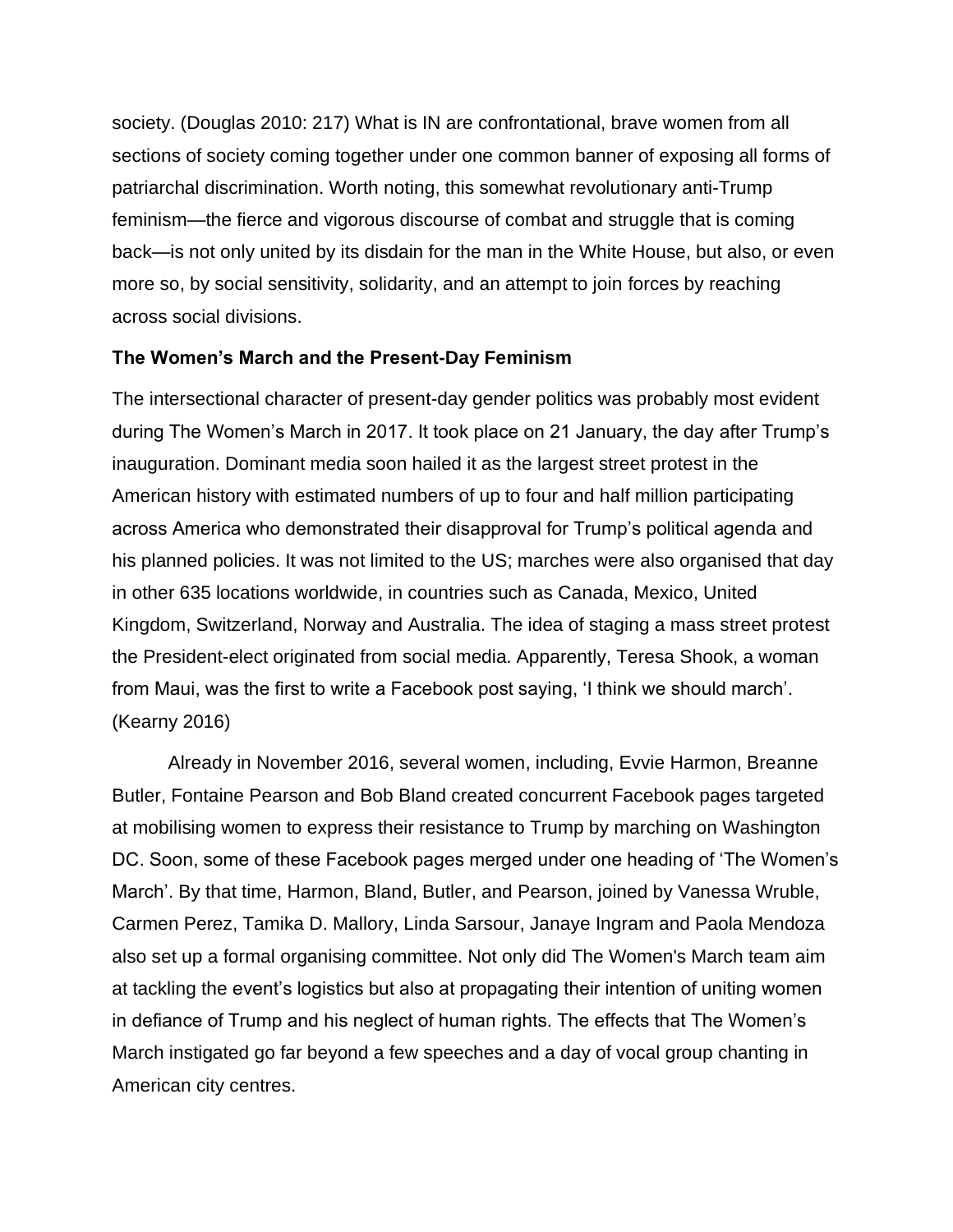society. (Douglas 2010: 217) What is IN are confrontational, brave women from all sections of society coming together under one common banner of exposing all forms of patriarchal discrimination. Worth noting, this somewhat revolutionary anti-Trump feminism—the fierce and vigorous discourse of combat and struggle that is coming back—is not only united by its disdain for the man in the White House, but also, or even more so, by social sensitivity, solidarity, and an attempt to join forces by reaching across social divisions.

### The Women's March and the Present-Day Feminism

The intersectional character of present-day gender politics was probably most evident during The Women's March in 2017. It took place on 21 January, the day after Trump's inauguration. Dominant media soon hailed it as the largest street protest in the American history with estimated numbers of up to four and half million participating across America who demonstrated their disapproval for Trump's political agenda and his planned policies. It was not limited to the US; marches were also organised that day in other 635 locations worldwide, in countries such as Canada, Mexico, United Kingdom, Switzerland, Norway and Australia. The idea of staging a mass street protest the President-elect originated from social media. Apparently, Teresa Shook, a woman from Maui, was the first to write a Facebook post saying, 'I think we should march'. (Kearny 2016)

Already in November 2016, several women, including, Evvie Harmon, Breanne Butler, Fontaine Pearson and Bob Bland created concurrent Facebook pages targeted at mobilising women to express their resistance to Trump by marching on Washington DC. Soon, some of these Facebook pages merged under one heading of 'The Women's March'. By that time, Harmon, Bland, Butler, and Pearson, joined by Vanessa Wruble, Carmen Perez, Tamika D. Mallory, Linda Sarsour, Janaye Ingram and Paola Mendoza also set up a formal organising committee. Not only did The Women's March team aim at tackling the event's logistics but also at propagating their intention of uniting women in defiance of Trump and his neglect of human rights. The effects that The Women's March instigated go far beyond a few speeches and a day of vocal group chanting in American city centres.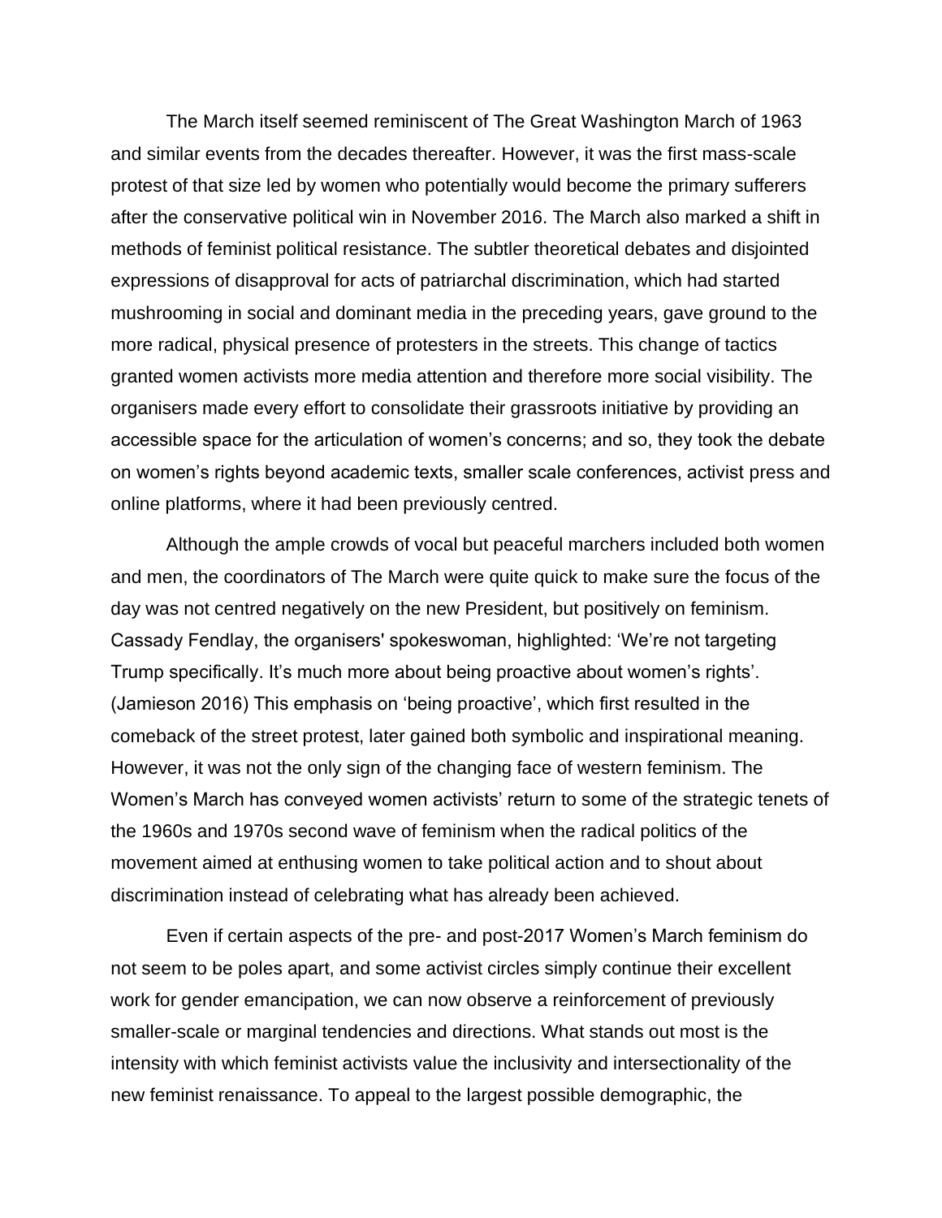The March itself seemed reminiscent of The Great Washington March of 1963 and similar events from the decades thereafter. However, it was the first mass-scale protest of that size led by women who potentially would become the primary sufferers after the conservative political win in November 2016. The March also marked a shift in methods of feminist political resistance. The subtler theoretical debates and disjointed expressions of disapproval for acts of patriarchal discrimination, which had started mushrooming in social and dominant media in the preceding years, gave ground to the more radical, physical presence of protesters in the streets. This change of tactics granted women activists more media attention and therefore more social visibility. The organisers made every effort to consolidate their grassroots initiative by providing an accessible space for the articulation of women's concerns; and so, they took the debate on women's rights beyond academic texts, smaller scale conferences, activist press and online platforms, where it had been previously centred.

Although the ample crowds of vocal but peaceful marchers included both women and men, the coordinators of The March were quite quick to make sure the focus of the day was not centred negatively on the new President, but positively on feminism. Cassady Fendlay, the organisers' spokeswoman, highlighted: 'We're not targeting Trump specifically. It's much more about being proactive about women's rights'. (Jamieson 2016) This emphasis on 'being proactive', which first resulted in the comeback of the street protest, later gained both symbolic and inspirational meaning. However, it was not the only sign of the changing face of western feminism. The Women's March has conveyed women activists' return to some of the strategic tenets of the 1960s and 1970s second wave of feminism when the radical politics of the movement aimed at enthusing women to take political action and to shout about discrimination instead of celebrating what has already been achieved.

Even if certain aspects of the pre- and post-2017 Women's March feminism do not seem to be poles apart, and some activist circles simply continue their excellent work for gender emancipation, we can now observe a reinforcement of previously smaller-scale or marginal tendencies and directions. What stands out most is the intensity with which feminist activists value the inclusivity and intersectionality of the new feminist renaissance. To appeal to the largest possible demographic, the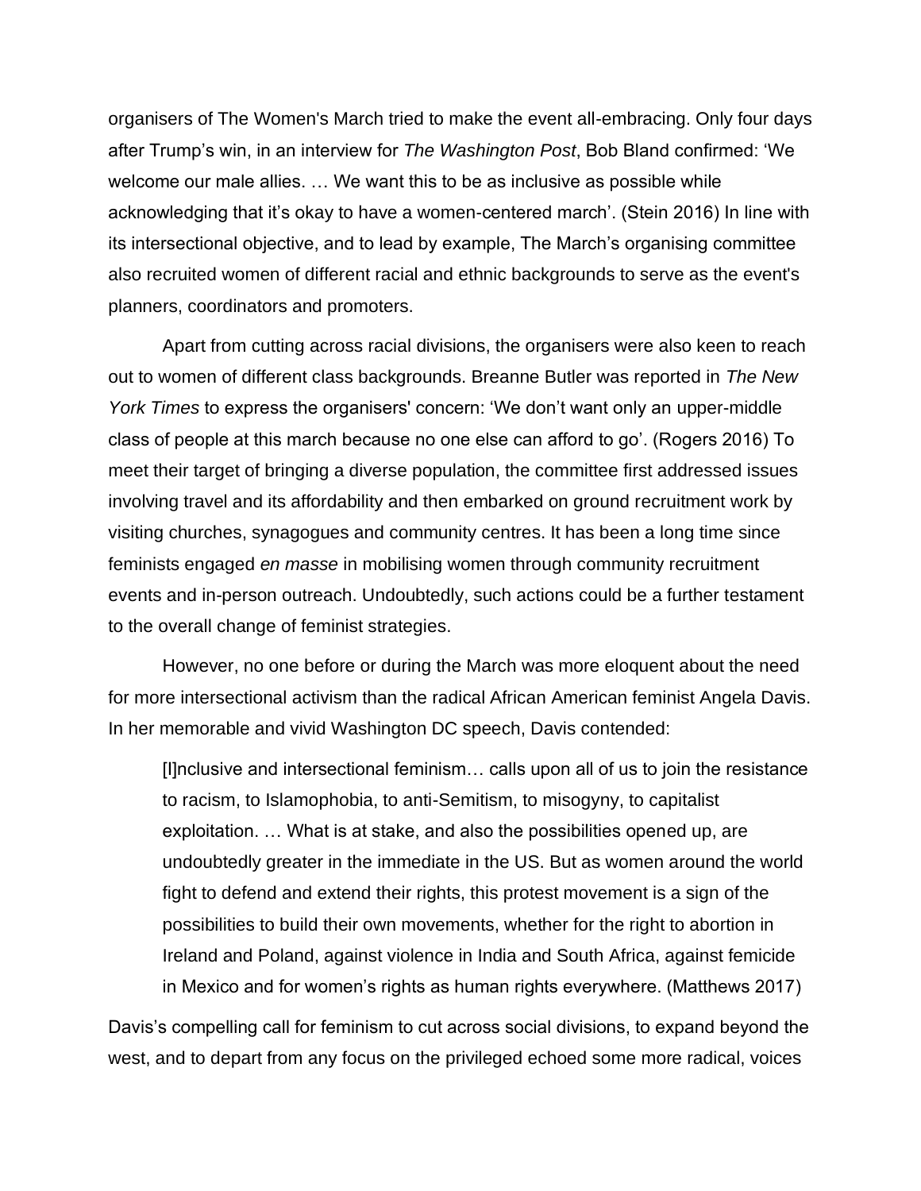organisers of The Women's March tried to make the event all-embracing. Only four days after Trump's win, in an interview for *The Washington Post*, Bob Bland confirmed: 'We welcome our male allies. … We want this to be as inclusive as possible while acknowledging that it's okay to have a women-centered march'. (Stein 2016) In line with its intersectional objective, and to lead by example, The March's organising committee also recruited women of different racial and ethnic backgrounds to serve as the event's planners, coordinators and promoters.

Apart from cutting across racial divisions, the organisers were also keen to reach out to women of different class backgrounds. Breanne Butler was reported in *The New York Times* to express the organisers' concern: 'We don't want only an upper-middle class of people at this march because no one else can afford to go'. (Rogers 2016) To meet their target of bringing a diverse population, the committee first addressed issues involving travel and its affordability and then embarked on ground recruitment work by visiting churches, synagogues and community centres. It has been a long time since feminists engaged *en masse* in mobilising women through community recruitment events and in-person outreach. Undoubtedly, such actions could be a further testament to the overall change of feminist strategies.

However, no one before or during the March was more eloquent about the need for more intersectional activism than the radical African American feminist Angela Davis. In her memorable and vivid Washington DC speech, Davis contended:

> [I]nclusive and intersectional feminism… calls upon all of us to join the resistance to racism, to Islamophobia, to anti-Semitism, to misogyny, to capitalist exploitation. … What is at stake, and also the possibilities opened up, are undoubtedly greater in the immediate in the US. But as women around the world fight to defend and extend their rights, this protest movement is a sign of the possibilities to build their own movements, whether for the right to abortion in Ireland and Poland, against violence in India and South Africa, against femicide in Mexico and for women's rights as human rights everywhere. (Matthews 2017)

Davis's compelling call for feminism to cut across social divisions, to expand beyond the west, and to depart from any focus on the privileged echoed some more radical, voices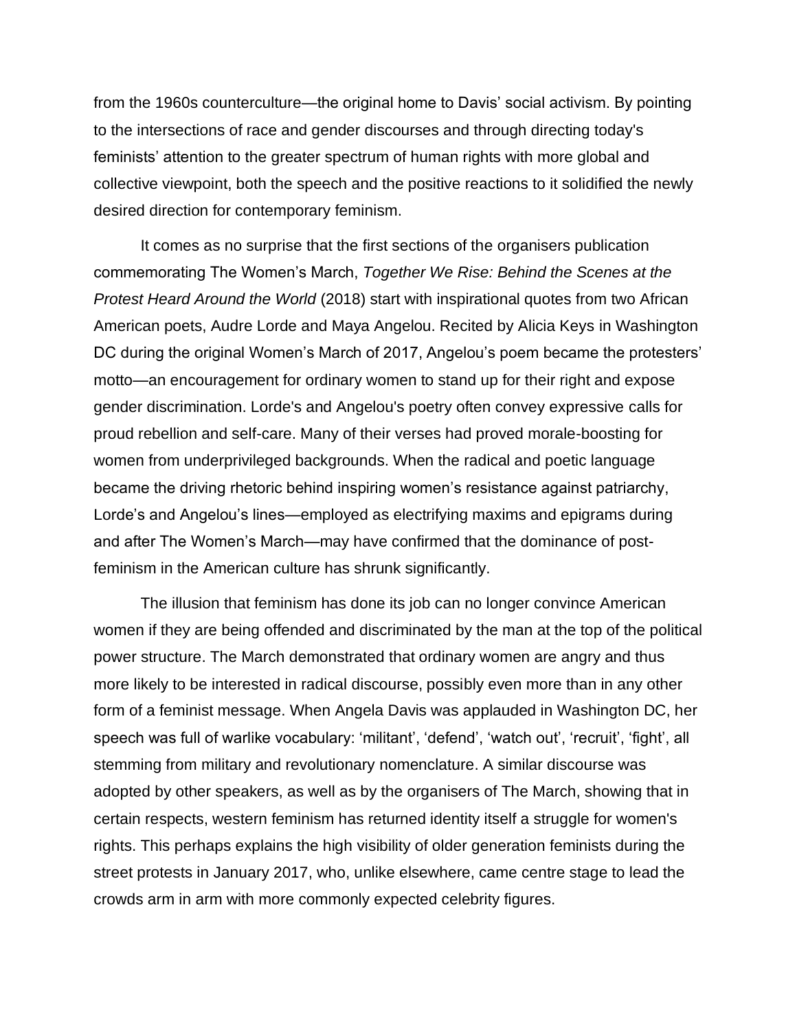from the 1960s counterculture—the original home to Davis' social activism. By pointing to the intersections of race and gender discourses and through directing today's feminists' attention to the greater spectrum of human rights with more global and collective viewpoint, both the speech and the positive reactions to it solidified the newly desired direction for contemporary feminism.

It comes as no surprise that the first sections of the organisers publication commemorating The Women's March, *Together We Rise: Behind the Scenes at the Protest Heard Around the World* (2018) start with inspirational quotes from two African American poets, Audre Lorde and Maya Angelou. Recited by Alicia Keys in Washington DC during the original Women's March of 2017, Angelou's poem became the protesters' motto—an encouragement for ordinary women to stand up for their right and expose gender discrimination. Lorde's and Angelou's poetry often convey expressive calls for proud rebellion and self-care. Many of their verses had proved morale-boosting for women from underprivileged backgrounds. When the radical and poetic language became the driving rhetoric behind inspiring women's resistance against patriarchy, Lorde's and Angelou's lines—employed as electrifying maxims and epigrams during and after The Women's March—may have confirmed that the dominance of post-feminism in the American culture has shrunk significantly.

The illusion that feminism has done its job can no longer convince American women if they are being offended and discriminated by the man at the top of the political power structure. The March demonstrated that ordinary women are angry and thus more likely to be interested in radical discourse, possibly even more than in any other form of a feminist message. When Angela Davis was applauded in Washington DC, her speech was full of warlike vocabulary: 'militant', 'defend', 'watch out', 'recruit', 'fight', all stemming from military and revolutionary nomenclature. A similar discourse was adopted by other speakers, as well as by the organisers of The March, showing that in certain respects, western feminism has returned identity itself a struggle for women's rights. This perhaps explains the high visibility of older generation feminists during the street protests in January 2017, who, unlike elsewhere, came centre stage to lead the crowds arm in arm with more commonly expected celebrity figures.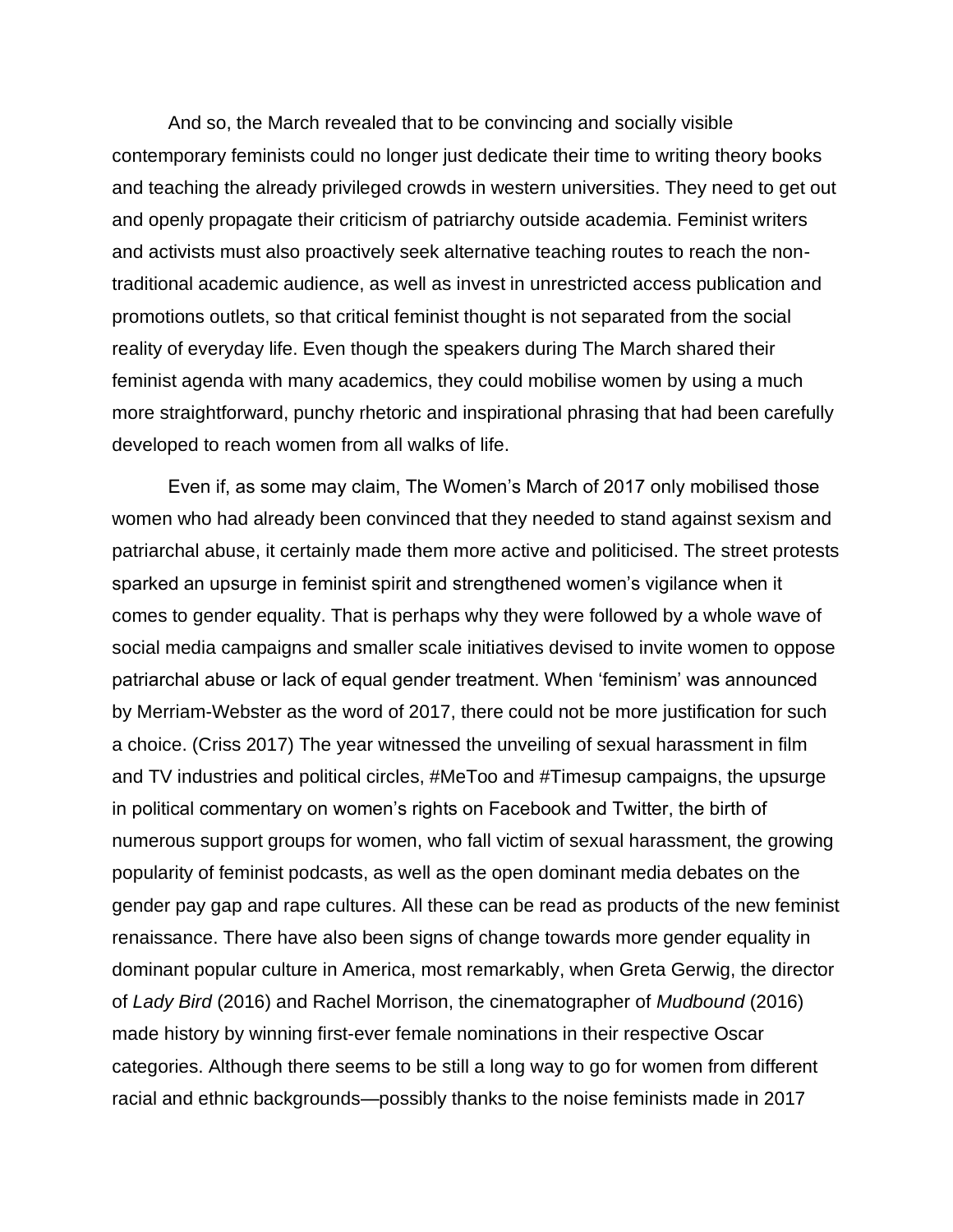And so, the March revealed that to be convincing and socially visible contemporary feminists could no longer just dedicate their time to writing theory books and teaching the already privileged crowds in western universities. They need to get out and openly propagate their criticism of patriarchy outside academia. Feminist writers and activists must also proactively seek alternative teaching routes to reach the non-traditional academic audience, as well as invest in unrestricted access publication and promotions outlets, so that critical feminist thought is not separated from the social reality of everyday life. Even though the speakers during The March shared their feminist agenda with many academics, they could mobilise women by using a much more straightforward, punchy rhetoric and inspirational phrasing that had been carefully developed to reach women from all walks of life.

Even if, as some may claim, The Women's March of 2017 only mobilised those women who had already been convinced that they needed to stand against sexism and patriarchal abuse, it certainly made them more active and politicised. The street protests sparked an upsurge in feminist spirit and strengthened women's vigilance when it comes to gender equality. That is perhaps why they were followed by a whole wave of social media campaigns and smaller scale initiatives devised to invite women to oppose patriarchal abuse or lack of equal gender treatment. When 'feminism' was announced by Merriam-Webster as the word of 2017, there could not be more justification for such a choice. (Criss 2017) The year witnessed the unveiling of sexual harassment in film and TV industries and political circles, #MeToo and #Timesup campaigns, the upsurge in political commentary on women's rights on Facebook and Twitter, the birth of numerous support groups for women, who fall victim of sexual harassment, the growing popularity of feminist podcasts, as well as the open dominant media debates on the gender pay gap and rape cultures. All these can be read as products of the new feminist renaissance. There have also been signs of change towards more gender equality in dominant popular culture in America, most remarkably, when Greta Gerwig, the director of *Lady Bird* (2016) and Rachel Morrison, the cinematographer of *Mudbound* (2016) made history by winning first-ever female nominations in their respective Oscar categories. Although there seems to be still a long way to go for women from different racial and ethnic backgrounds—possibly thanks to the noise feminists made in 2017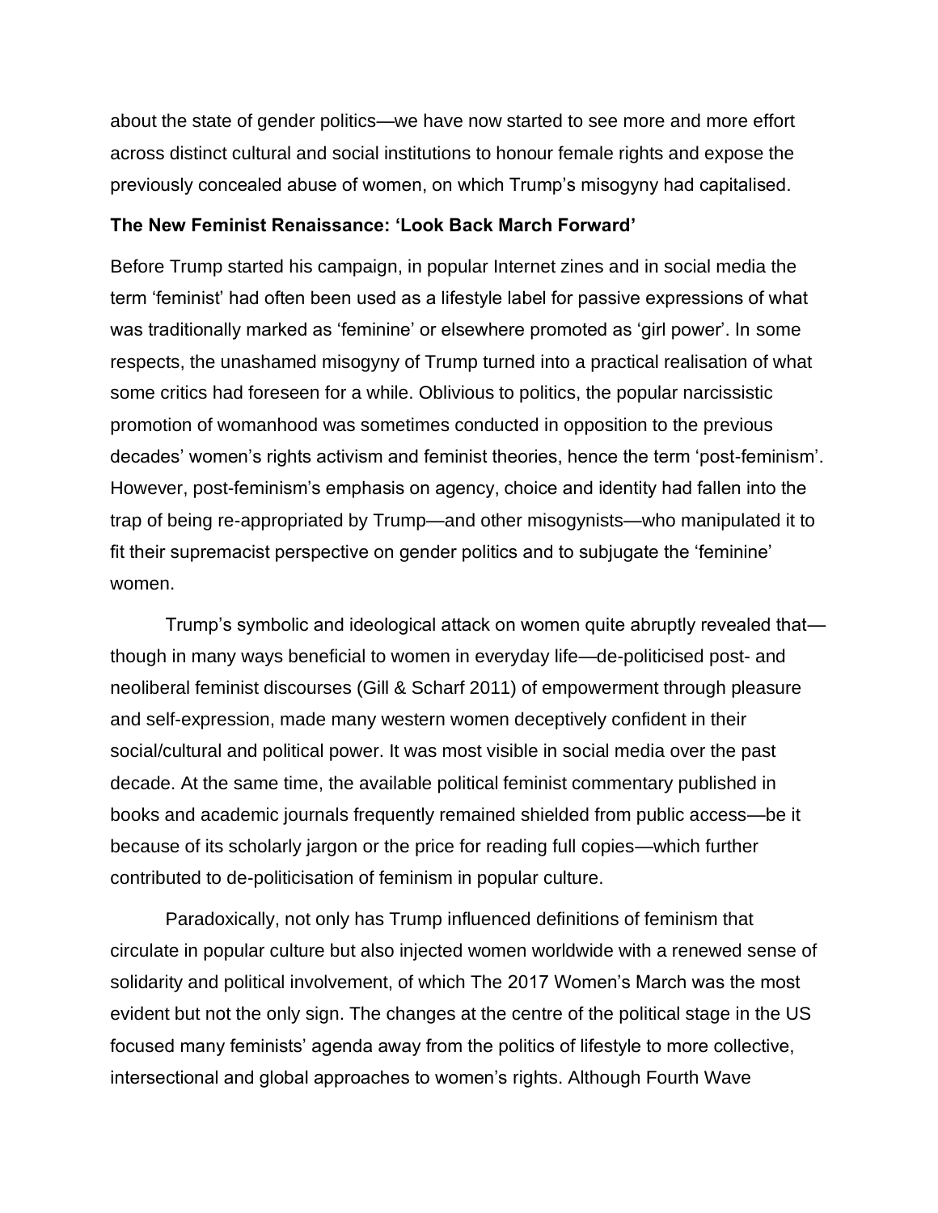about the state of gender politics—we have now started to see more and more effort across distinct cultural and social institutions to honour female rights and expose the previously concealed abuse of women, on which Trump's misogyny had capitalised.

**The New Feminist Renaissance: 'Look Back March Forward'**

Before Trump started his campaign, in popular Internet zines and in social media the term 'feminist' had often been used as a lifestyle label for passive expressions of what was traditionally marked as 'feminine' or elsewhere promoted as 'girl power'. In some respects, the unashamed misogyny of Trump turned into a practical realisation of what some critics had foreseen for a while. Oblivious to politics, the popular narcissistic promotion of womanhood was sometimes conducted in opposition to the previous decades' women's rights activism and feminist theories, hence the term 'post-feminism'. However, post-feminism's emphasis on agency, choice and identity had fallen into the trap of being re-appropriated by Trump—and other misogynists—who manipulated it to fit their supremacist perspective on gender politics and to subjugate the 'feminine' women.

Trump's symbolic and ideological attack on women quite abruptly revealed that—though in many ways beneficial to women in everyday life—de-politicised post- and neoliberal feminist discourses (Gill & Scharf 2011) of empowerment through pleasure and self-expression, made many western women deceptively confident in their social/cultural and political power. It was most visible in social media over the past decade. At the same time, the available political feminist commentary published in books and academic journals frequently remained shielded from public access—be it because of its scholarly jargon or the price for reading full copies—which further contributed to de-politicisation of feminism in popular culture.

Paradoxically, not only has Trump influenced definitions of feminism that circulate in popular culture but also injected women worldwide with a renewed sense of solidarity and political involvement, of which The 2017 Women's March was the most evident but not the only sign. The changes at the centre of the political stage in the US focused many feminists' agenda away from the politics of lifestyle to more collective, intersectional and global approaches to women's rights. Although Fourth Wave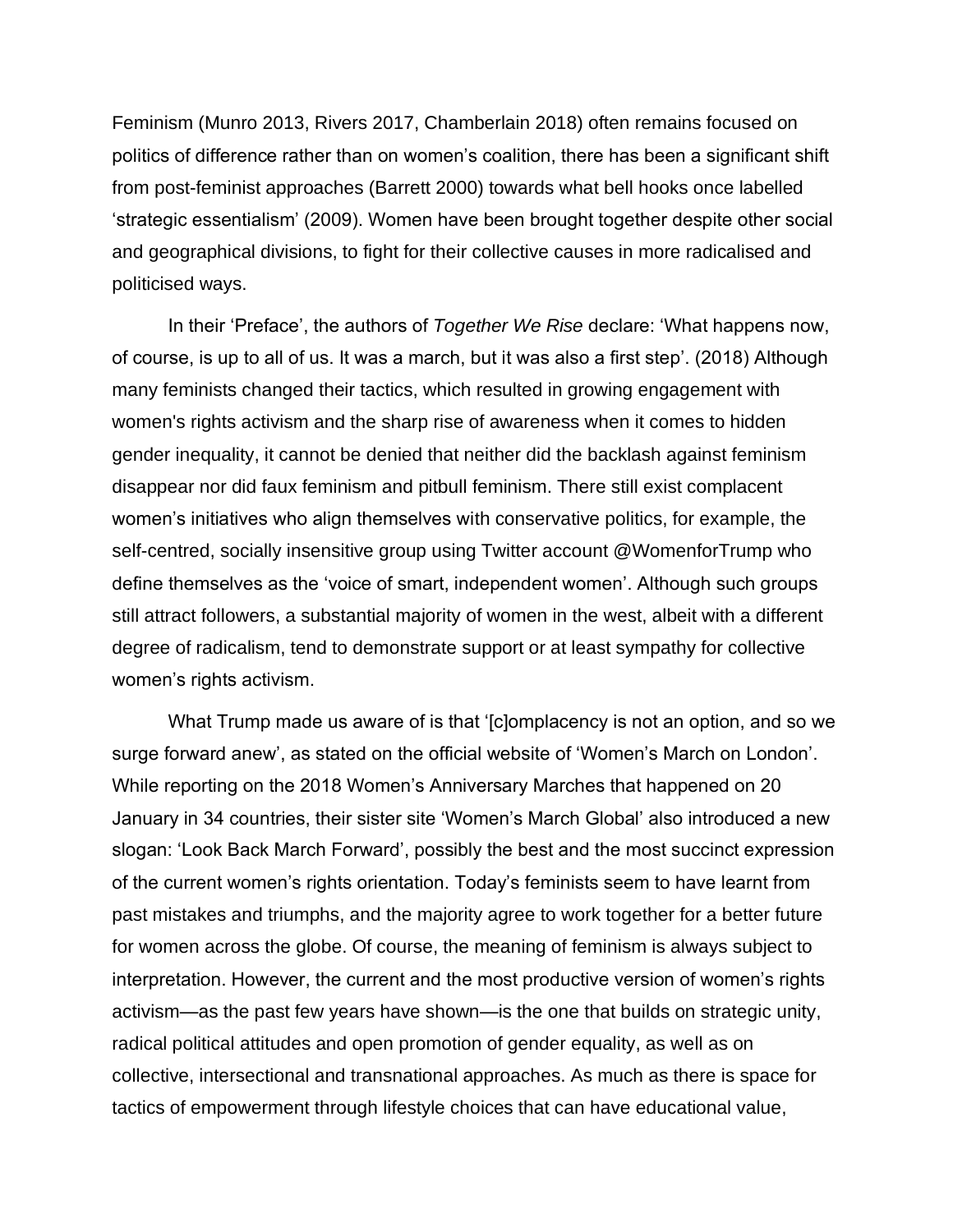Feminism (Munro 2013, Rivers 2017, Chamberlain 2018) often remains focused on politics of difference rather than on women's coalition, there has been a significant shift from post-feminist approaches (Barrett 2000) towards what bell hooks once labelled 'strategic essentialism' (2009). Women have been brought together despite other social and geographical divisions, to fight for their collective causes in more radicalised and politicised ways.

In their 'Preface', the authors of *Together We Rise* declare: 'What happens now, of course, is up to all of us. It was a march, but it was also a first step'. (2018) Although many feminists changed their tactics, which resulted in growing engagement with women's rights activism and the sharp rise of awareness when it comes to hidden gender inequality, it cannot be denied that neither did the backlash against feminism disappear nor did faux feminism and pitbull feminism. There still exist complacent women's initiatives who align themselves with conservative politics, for example, the self-centred, socially insensitive group using Twitter account @WomenforTrump who define themselves as the 'voice of smart, independent women'. Although such groups still attract followers, a substantial majority of women in the west, albeit with a different degree of radicalism, tend to demonstrate support or at least sympathy for collective women's rights activism.

What Trump made us aware of is that '[c]omplacency is not an option, and so we surge forward anew', as stated on the official website of 'Women's March on London'. While reporting on the 2018 Women's Anniversary Marches that happened on 20 January in 34 countries, their sister site 'Women's March Global' also introduced a new slogan: 'Look Back March Forward', possibly the best and the most succinct expression of the current women's rights orientation. Today's feminists seem to have learnt from past mistakes and triumphs, and the majority agree to work together for a better future for women across the globe. Of course, the meaning of feminism is always subject to interpretation. However, the current and the most productive version of women's rights activism—as the past few years have shown—is the one that builds on strategic unity, radical political attitudes and open promotion of gender equality, as well as on collective, intersectional and transnational approaches. As much as there is space for tactics of empowerment through lifestyle choices that can have educational value,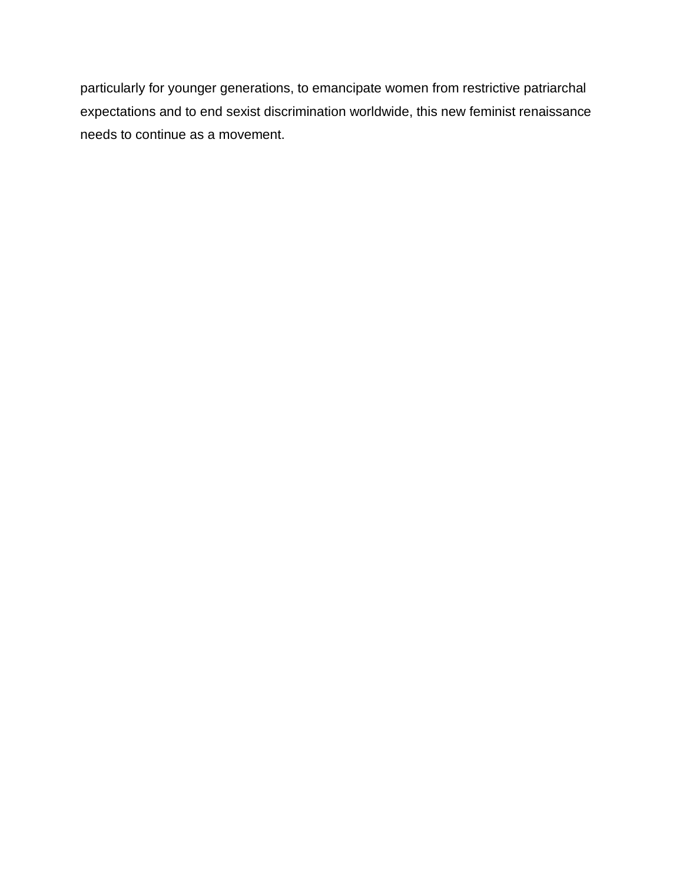particularly for younger generations, to emancipate women from restrictive patriarchal expectations and to end sexist discrimination worldwide, this new feminist renaissance needs to continue as a movement.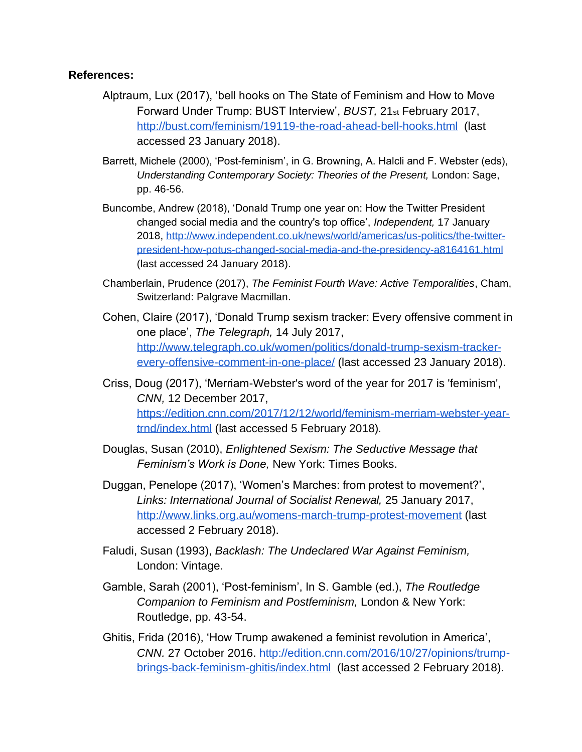**References:**

Alptraum, Lux (2017), 'bell hooks on The State of Feminism and How to Move Forward Under Trump: BUST Interview', *BUST,* 21st February 2017, http://bust.com/feminism/19119-the-road-ahead-bell-hooks.html (last accessed 23 January 2018).

Barrett, Michele (2000), 'Post-feminism', in G. Browning, A. Halcli and F. Webster (eds), *Understanding Contemporary Society: Theories of the Present,* London: Sage, pp. 46-56.

Buncombe, Andrew (2018), 'Donald Trump one year on: How the Twitter President changed social media and the country's top office', *Independent,* 17 January 2018, http://www.independent.co.uk/news/world/americas/us-politics/the-twitter-president-how-potus-changed-social-media-and-the-presidency-a8164161.html (last accessed 24 January 2018).

Chamberlain, Prudence (2017), *The Feminist Fourth Wave: Active Temporalities*, Cham, Switzerland: Palgrave Macmillan.

Cohen, Claire (2017), 'Donald Trump sexism tracker: Every offensive comment in one place', *The Telegraph,* 14 July 2017, http://www.telegraph.co.uk/women/politics/donald-trump-sexism-tracker-every-offensive-comment-in-one-place/ (last accessed 23 January 2018).

Criss, Doug (2017), 'Merriam-Webster's word of the year for 2017 is 'feminism', *CNN,* 12 December 2017, https://edition.cnn.com/2017/12/12/world/feminism-merriam-webster-year-trnd/index.html (last accessed 5 February 2018).

Douglas, Susan (2010), *Enlightened Sexism: The Seductive Message that Feminism's Work is Done,* New York: Times Books.

Duggan, Penelope (2017), 'Women's Marches: from protest to movement?', *Links: International Journal of Socialist Renewal,* 25 January 2017, http://www.links.org.au/womens-march-trump-protest-movement (last accessed 2 February 2018).

Faludi, Susan (1993), *Backlash: The Undeclared War Against Feminism,* London: Vintage.

Gamble, Sarah (2001), 'Post-feminism', In S. Gamble (ed.), *The Routledge Companion to Feminism and Postfeminism,* London & New York: Routledge, pp. 43-54.

Ghitis, Frida (2016), 'How Trump awakened a feminist revolution in America', *CNN.* 27 October 2016. http://edition.cnn.com/2016/10/27/opinions/trump-brings-back-feminism-ghitis/index.html (last accessed 2 February 2018).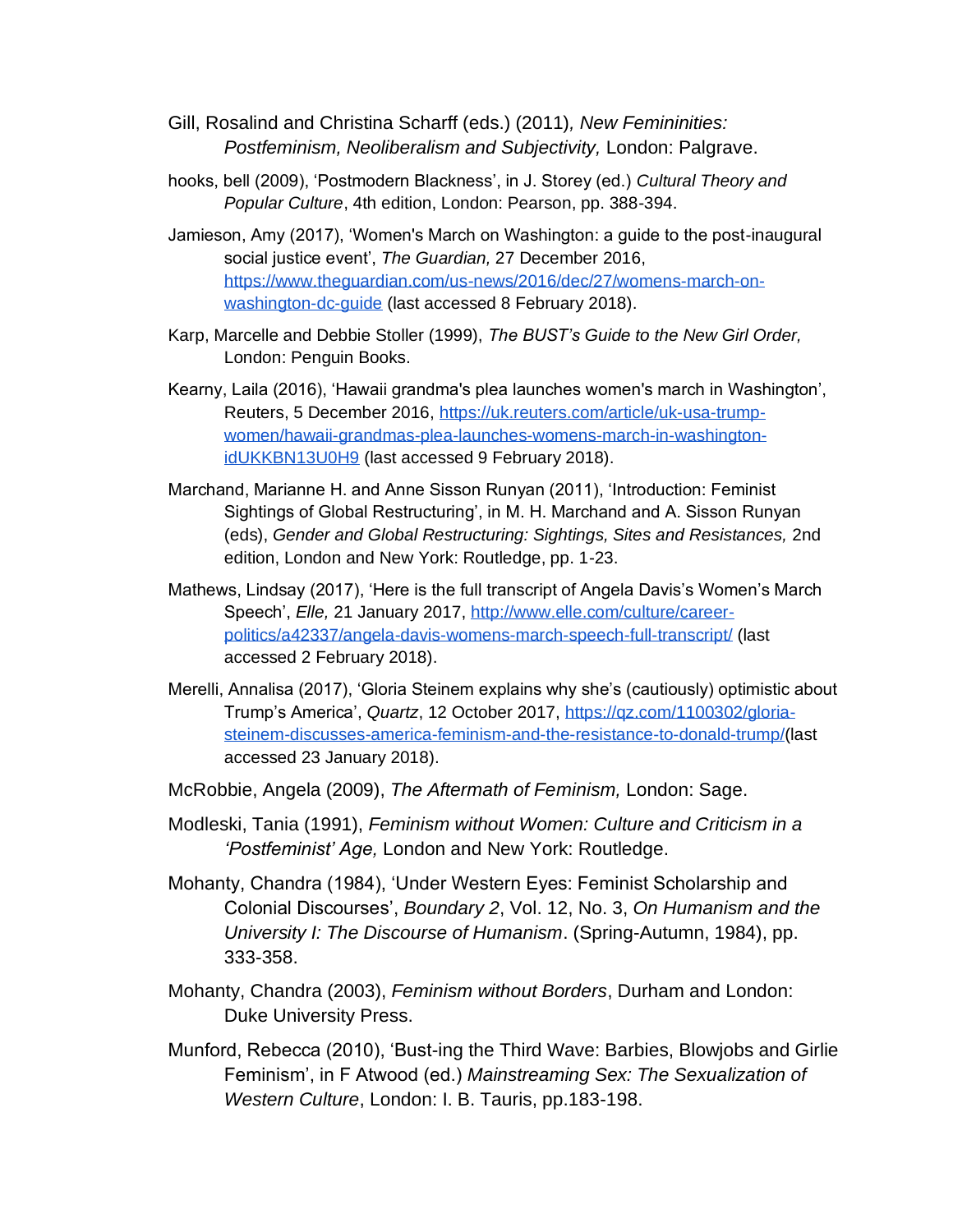Gill, Rosalind and Christina Scharff (eds.) (2011)*, New Femininities: Postfeminism, Neoliberalism and Subjectivity,* London: Palgrave.

hooks, bell (2009), 'Postmodern Blackness', in J. Storey (ed.) *Cultural Theory and Popular Culture*, 4th edition, London: Pearson, pp. 388-394.

Jamieson, Amy (2017), 'Women's March on Washington: a guide to the post-inaugural social justice event', *The Guardian,* 27 December 2016, https://www.theguardian.com/us-news/2016/dec/27/womens-march-on-washington-dc-guide (last accessed 8 February 2018).

Karp, Marcelle and Debbie Stoller (1999), *The BUST's Guide to the New Girl Order,* London: Penguin Books.

Kearny, Laila (2016), 'Hawaii grandma's plea launches women's march in Washington', Reuters, 5 December 2016, https://uk.reuters.com/article/uk-usa-trump-women/hawaii-grandmas-plea-launches-womens-march-in-washington-idUKKBN13U0H9 (last accessed 9 February 2018).

Marchand, Marianne H. and Anne Sisson Runyan (2011), 'Introduction: Feminist Sightings of Global Restructuring', in M. H. Marchand and A. Sisson Runyan (eds), *Gender and Global Restructuring: Sightings, Sites and Resistances,* 2nd edition, London and New York: Routledge, pp. 1-23.

Mathews, Lindsay (2017), 'Here is the full transcript of Angela Davis's Women's March Speech', *Elle,* 21 January 2017, http://www.elle.com/culture/career-politics/a42337/angela-davis-womens-march-speech-full-transcript/ (last accessed 2 February 2018).

Merelli, Annalisa (2017), 'Gloria Steinem explains why she's (cautiously) optimistic about Trump's America', *Quartz*, 12 October 2017, https://qz.com/1100302/gloria-steinem-discusses-america-feminism-and-the-resistance-to-donald-trump/(last accessed 23 January 2018).

McRobbie, Angela (2009), *The Aftermath of Feminism,* London: Sage.

Modleski, Tania (1991), *Feminism without Women: Culture and Criticism in a 'Postfeminist' Age,* London and New York: Routledge.

Mohanty, Chandra (1984), 'Under Western Eyes: Feminist Scholarship and Colonial Discourses', *Boundary 2*, Vol. 12, No. 3, *On Humanism and the University I: The Discourse of Humanism*. (Spring-Autumn, 1984), pp. 333-358.

Mohanty, Chandra (2003), *Feminism without Borders*, Durham and London: Duke University Press.

Munford, Rebecca (2010), 'Bust-ing the Third Wave: Barbies, Blowjobs and Girlie Feminism', in F Atwood (ed.) *Mainstreaming Sex: The Sexualization of Western Culture*, London: I. B. Tauris, pp.183-198.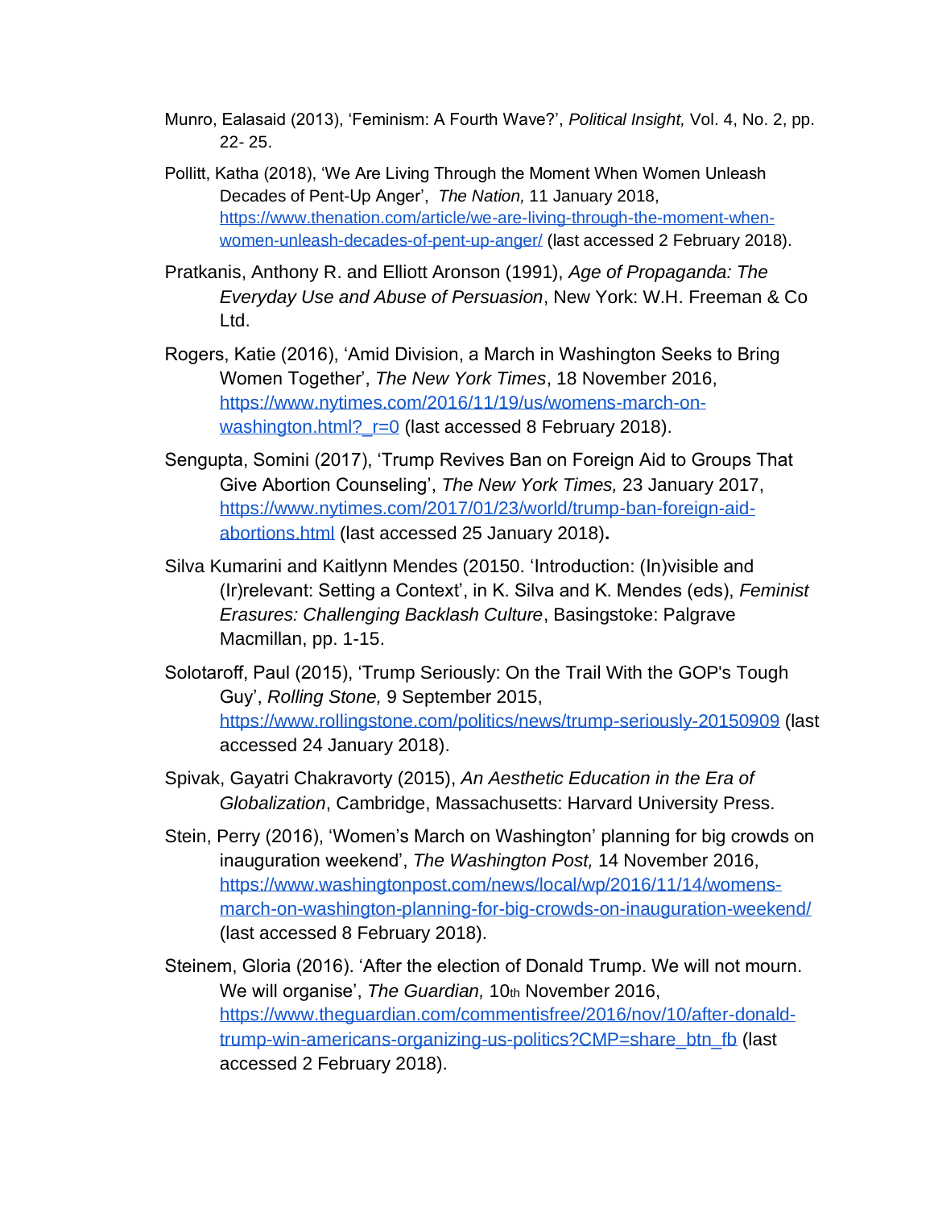Munro, Ealasaid (2013), 'Feminism: A Fourth Wave?', *Political Insight,* Vol. 4, No. 2, pp. 22- 25.

Pollitt, Katha (2018), 'We Are Living Through the Moment When Women Unleash Decades of Pent-Up Anger', *The Nation,* 11 January 2018, https://www.thenation.com/article/we-are-living-through-the-moment-when-women-unleash-decades-of-pent-up-anger/ (last accessed 2 February 2018).

Pratkanis, Anthony R. and Elliott Aronson (1991), *Age of Propaganda: The Everyday Use and Abuse of Persuasion*, New York: W.H. Freeman & Co Ltd.

Rogers, Katie (2016), 'Amid Division, a March in Washington Seeks to Bring Women Together', *The New York Times*, 18 November 2016, https://www.nytimes.com/2016/11/19/us/womens-march-on-washington.html?_r=0 (last accessed 8 February 2018).

Sengupta, Somini (2017), 'Trump Revives Ban on Foreign Aid to Groups That Give Abortion Counseling', *The New York Times,* 23 January 2017, https://www.nytimes.com/2017/01/23/world/trump-ban-foreign-aid-abortions.html (last accessed 25 January 2018).

Silva Kumarini and Kaitlynn Mendes (20150. 'Introduction: (In)visible and (Ir)relevant: Setting a Context', in K. Silva and K. Mendes (eds), *Feminist Erasures: Challenging Backlash Culture*, Basingstoke: Palgrave Macmillan, pp. 1-15.

Solotaroff, Paul (2015), 'Trump Seriously: On the Trail With the GOP's Tough Guy', *Rolling Stone,* 9 September 2015, https://www.rollingstone.com/politics/news/trump-seriously-20150909 (last accessed 24 January 2018).

Spivak, Gayatri Chakravorty (2015), *An Aesthetic Education in the Era of Globalization*, Cambridge, Massachusetts: Harvard University Press.

Stein, Perry (2016), 'Women's March on Washington' planning for big crowds on inauguration weekend', *The Washington Post,* 14 November 2016, https://www.washingtonpost.com/news/local/wp/2016/11/14/womens-march-on-washington-planning-for-big-crowds-on-inauguration-weekend/ (last accessed 8 February 2018).

Steinem, Gloria (2016). 'After the election of Donald Trump. We will not mourn. We will organise', *The Guardian,* 10th November 2016, https://www.theguardian.com/commentisfree/2016/nov/10/after-donald-trump-win-americans-organizing-us-politics?CMP=share_btn_fb (last accessed 2 February 2018).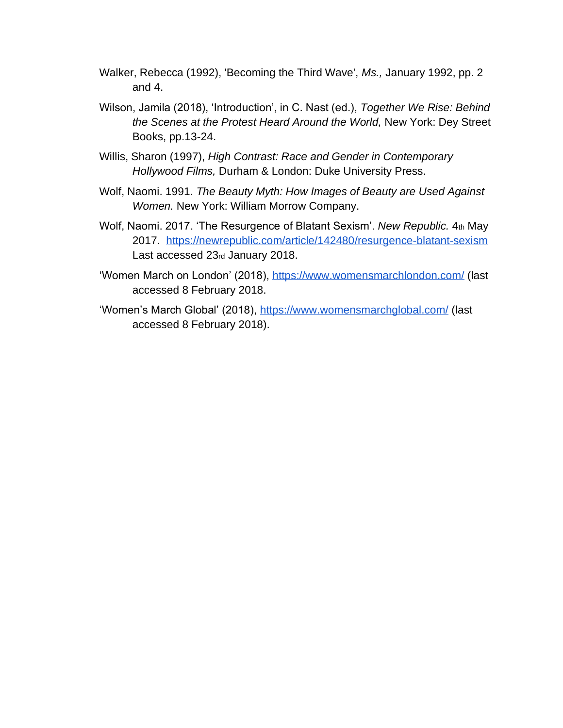Walker, Rebecca (1992), 'Becoming the Third Wave', *Ms.,* January 1992, pp. 2 and 4.

Wilson, Jamila (2018), 'Introduction', in C. Nast (ed.), *Together We Rise: Behind the Scenes at the Protest Heard Around the World,* New York: Dey Street Books, pp.13-24.

Willis, Sharon (1997), *High Contrast: Race and Gender in Contemporary Hollywood Films,* Durham & London: Duke University Press.

Wolf, Naomi. 1991. *The Beauty Myth: How Images of Beauty are Used Against Women.* New York: William Morrow Company.

Wolf, Naomi. 2017. 'The Resurgence of Blatant Sexism'. *New Republic.* 4th May 2017. https://newrepublic.com/article/142480/resurgence-blatant-sexism Last accessed 23rd January 2018.

'Women March on London' (2018), https://www.womensmarchlondon.com/ (last accessed 8 February 2018.

'Women's March Global' (2018), https://www.womensmarchglobal.com/ (last accessed 8 February 2018).